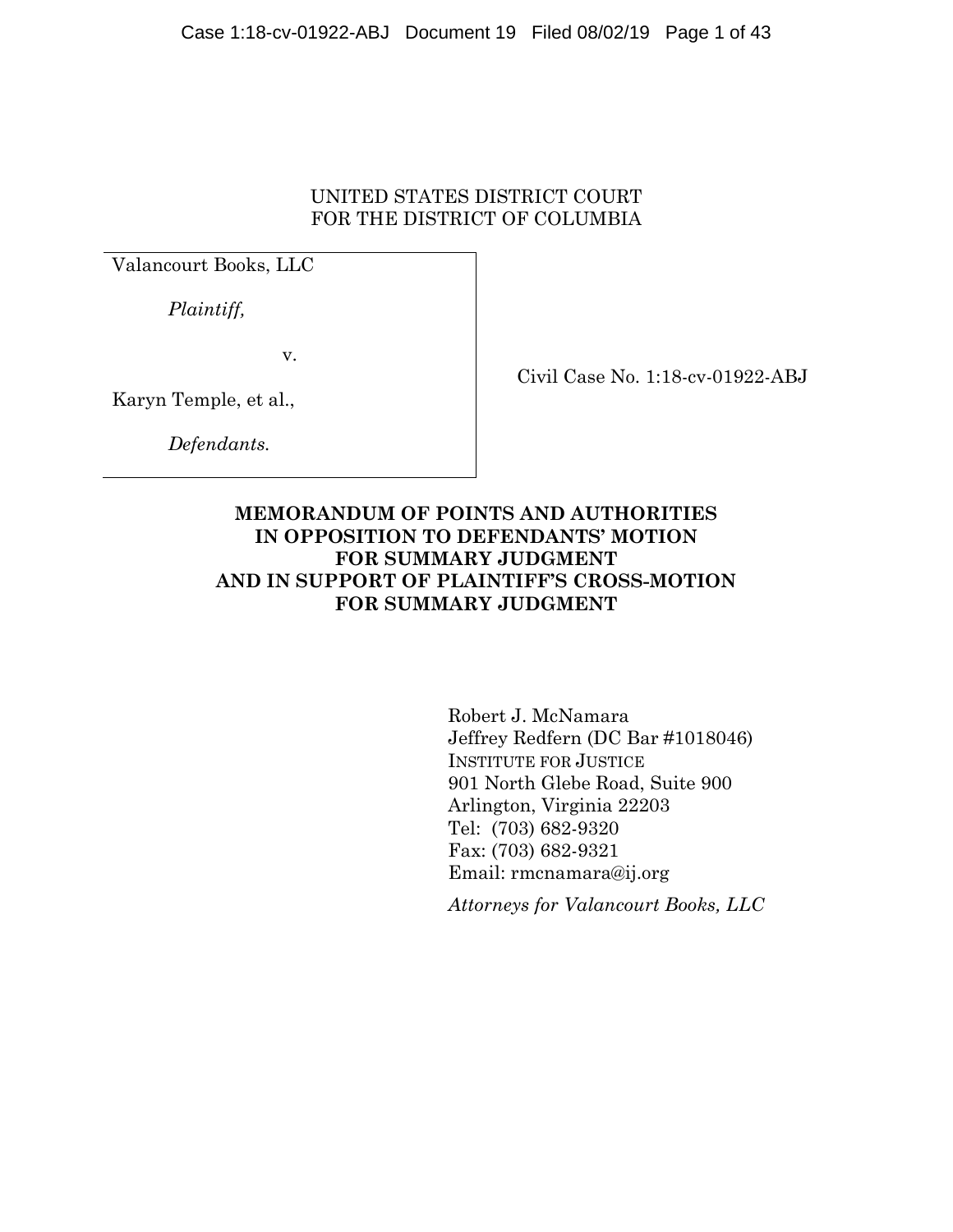UNITED STATES DISTRICT COURT
FOR THE DISTRICT OF COLUMBIA

Valancourt Books, LLC

*Plaintiff,*

v.

Karyn Temple, et al.,

*Defendants.*

Civil Case No. 1:18-cv-01922-ABJ

**MEMORANDUM OF POINTS AND AUTHORITIES IN OPPOSITION TO DEFENDANTS' MOTION FOR SUMMARY JUDGMENT AND IN SUPPORT OF PLAINTIFF'S CROSS-MOTION FOR SUMMARY JUDGMENT**

Robert J. McNamara
Jeffrey Redfern (DC Bar #1018046)
INSTITUTE FOR JUSTICE
901 North Glebe Road, Suite 900
Arlington, Virginia 22203
Tel: (703) 682-9320
Fax: (703) 682-9321
Email: rmcnamara@ij.org

*Attorneys for Valancourt Books, LLC*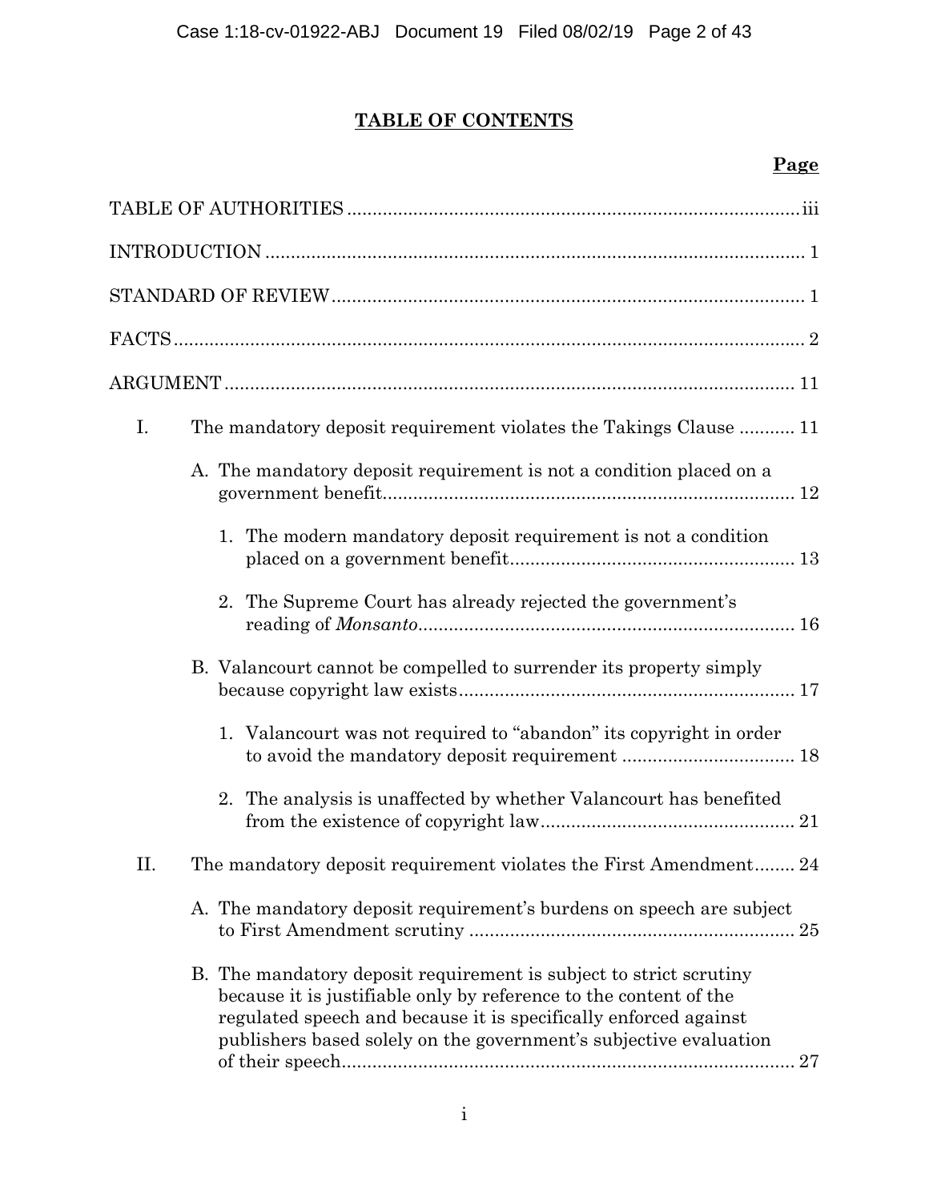# TABLE OF CONTENTS

| | Page |
|---|---|
| TABLE OF AUTHORITIES | iii |
| INTRODUCTION | 1 |
| STANDARD OF REVIEW | 1 |
| FACTS | 2 |
| ARGUMENT | 11 |
| I. The mandatory deposit requirement violates the Takings Clause | 11 |
| A. The mandatory deposit requirement is not a condition placed on a government benefit | 12 |
| 1. The modern mandatory deposit requirement is not a condition placed on a government benefit | 13 |
| 2. The Supreme Court has already rejected the government's reading of *Monsanto* | 16 |
| B. Valancourt cannot be compelled to surrender its property simply because copyright law exists | 17 |
| 1. Valancourt was not required to "abandon" its copyright in order to avoid the mandatory deposit requirement | 18 |
| 2. The analysis is unaffected by whether Valancourt has benefited from the existence of copyright law | 21 |
| II. The mandatory deposit requirement violates the First Amendment | 24 |
| A. The mandatory deposit requirement's burdens on speech are subject to First Amendment scrutiny | 25 |
| B. The mandatory deposit requirement is subject to strict scrutiny because it is justifiable only by reference to the content of the regulated speech and because it is specifically enforced against publishers based solely on the government's subjective evaluation of their speech | 27 |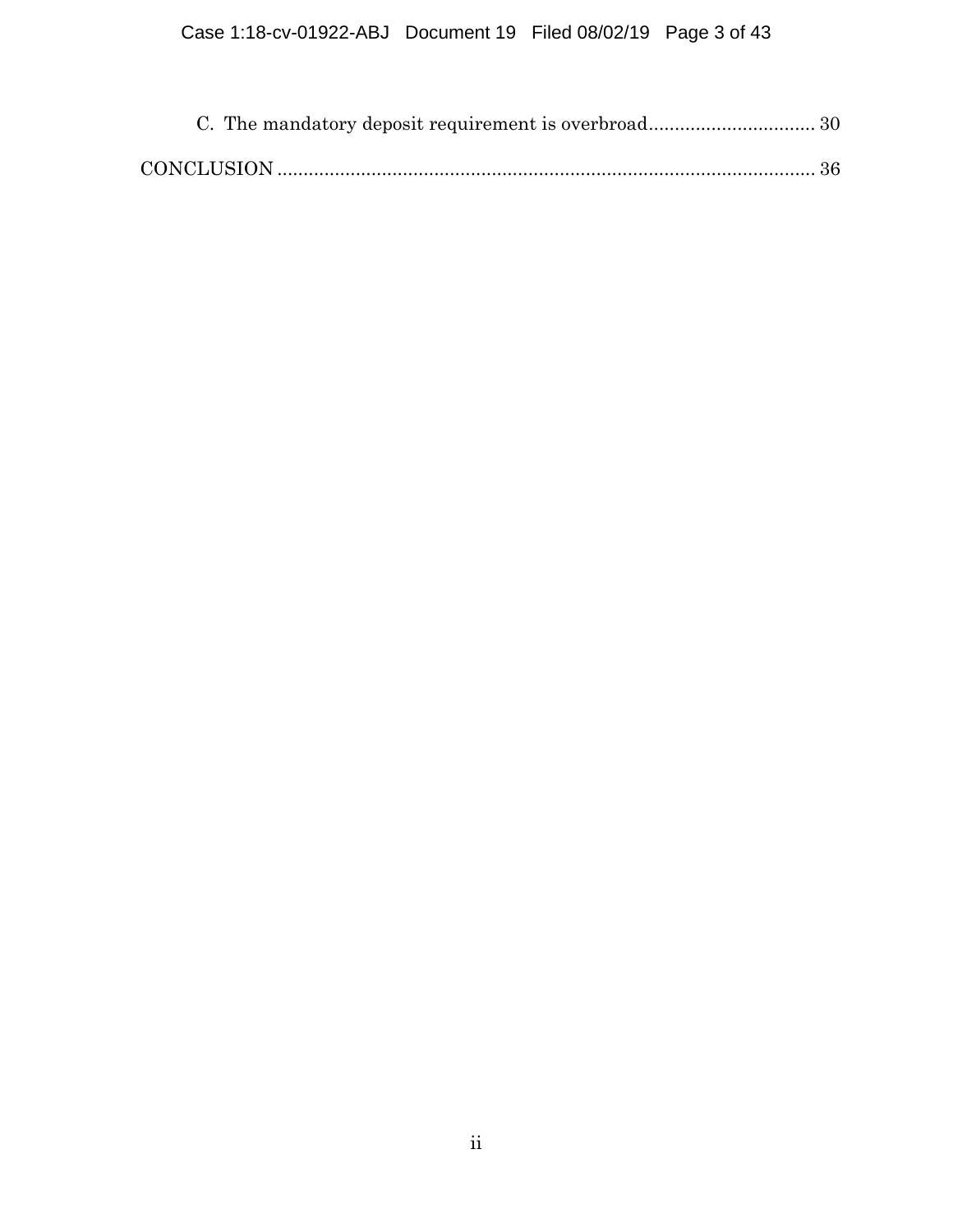C. The mandatory deposit requirement is overbroad................................ 30

CONCLUSION ...................................................................................................... 36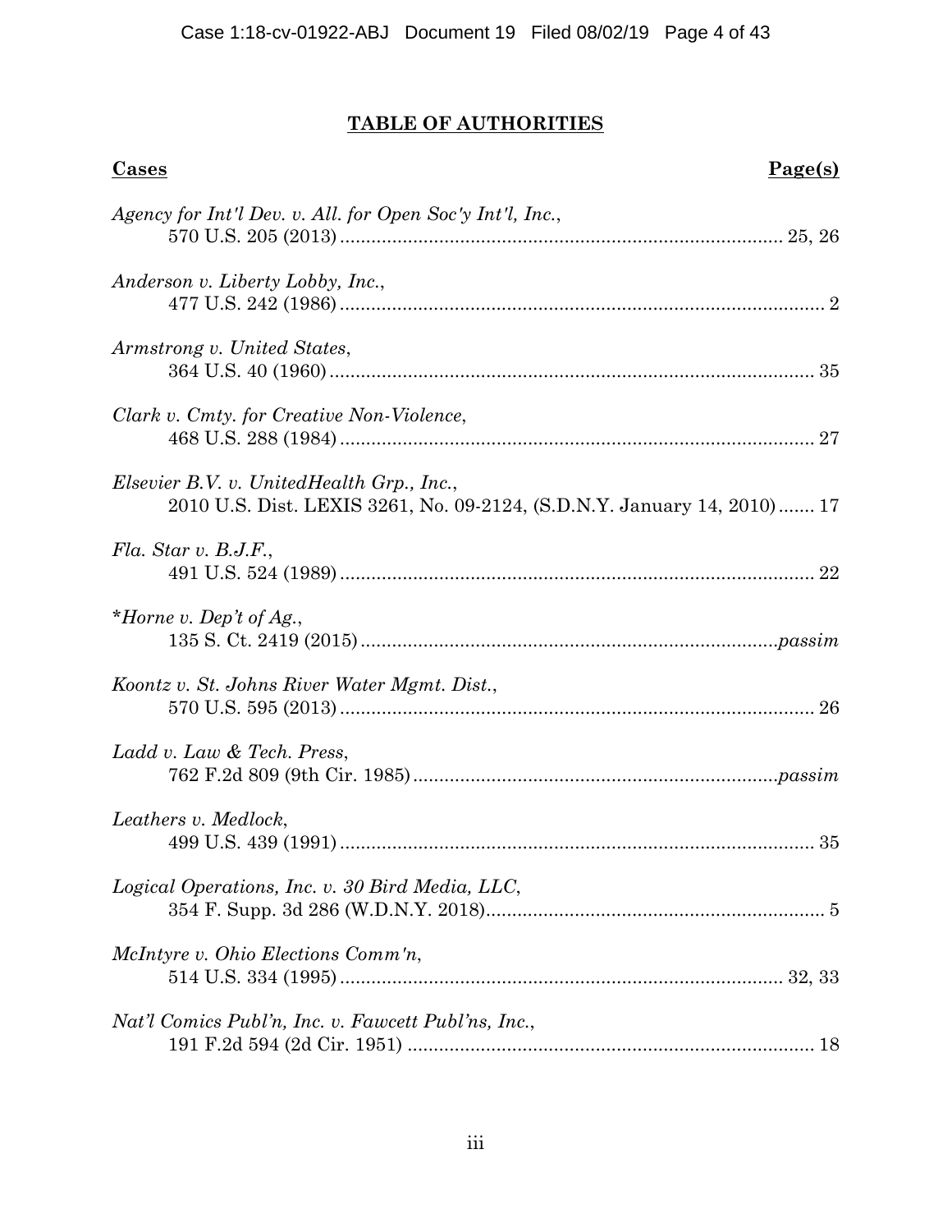## TABLE OF AUTHORITIES

| **Cases** | **Page(s)** |
|---|---|
| *Agency for Int'l Dev. v. All. for Open Soc'y Int'l, Inc.*, 570 U.S. 205 (2013) | 25, 26 |
| *Anderson v. Liberty Lobby, Inc.*, 477 U.S. 242 (1986) | 2 |
| *Armstrong v. United States*, 364 U.S. 40 (1960) | 35 |
| *Clark v. Cmty. for Creative Non-Violence*, 468 U.S. 288 (1984) | 27 |
| *Elsevier B.V. v. UnitedHealth Grp., Inc.*, 2010 U.S. Dist. LEXIS 3261, No. 09-2124, (S.D.N.Y. January 14, 2010) | 17 |
| *Fla. Star v. B.J.F.*, 491 U.S. 524 (1989) | 22 |
| **Horne v. Dep't of Ag.*, 135 S. Ct. 2419 (2015) | *passim* |
| *Koontz v. St. Johns River Water Mgmt. Dist.*, 570 U.S. 595 (2013) | 26 |
| *Ladd v. Law & Tech. Press*, 762 F.2d 809 (9th Cir. 1985) | *passim* |
| *Leathers v. Medlock*, 499 U.S. 439 (1991) | 35 |
| *Logical Operations, Inc. v. 30 Bird Media, LLC*, 354 F. Supp. 3d 286 (W.D.N.Y. 2018) | 5 |
| *McIntyre v. Ohio Elections Comm'n*, 514 U.S. 334 (1995) | 32, 33 |
| *Nat'l Comics Publ'n, Inc. v. Fawcett Publ'ns, Inc.*, 191 F.2d 594 (2d Cir. 1951) | 18 |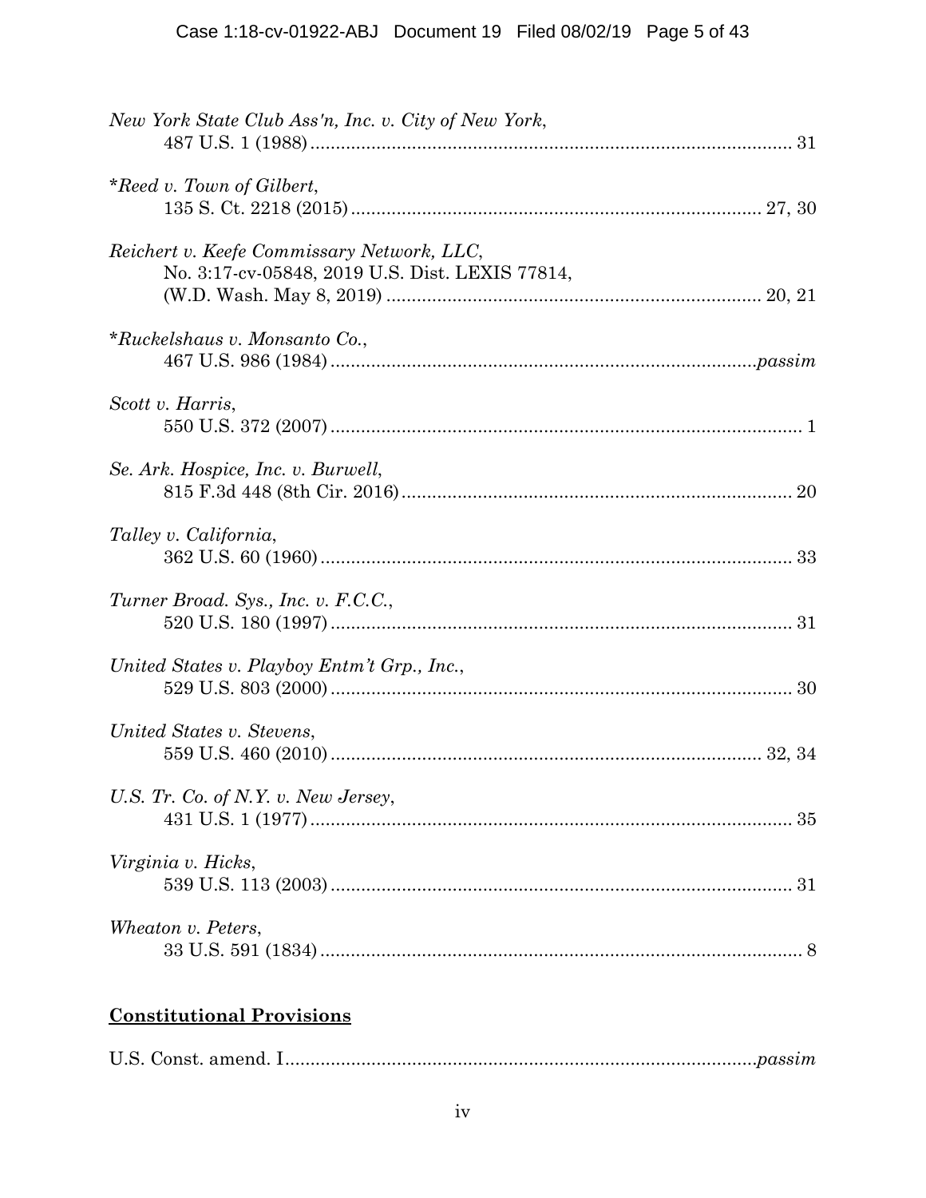*New York State Club Ass'n, Inc. v. City of New York*,
487 U.S. 1 (1988) ............................................................................................ 31

*\*Reed v. Town of Gilbert*,
135 S. Ct. 2218 (2015) ................................................................................ 27, 30

*Reichert v. Keefe Commissary Network, LLC*,
No. 3:17-cv-05848, 2019 U.S. Dist. LEXIS 77814,
(W.D. Wash. May 8, 2019) ......................................................................... 20, 21

*\*Ruckelshaus v. Monsanto Co.*,
467 U.S. 986 (1984) ...................................................................................*passim*

*Scott v. Harris*,
550 U.S. 372 (2007) ............................................................................................ 1

*Se. Ark. Hospice, Inc. v. Burwell*,
815 F.3d 448 (8th Cir. 2016) ............................................................................ 20

*Talley v. California*,
362 U.S. 60 (1960) ............................................................................................ 33

*Turner Broad. Sys., Inc. v. F.C.C.*,
520 U.S. 180 (1997) .......................................................................................... 31

*United States v. Playboy Entm't Grp., Inc.*,
529 U.S. 803 (2000) .......................................................................................... 30

*United States v. Stevens*,
559 U.S. 460 (2010) ..................................................................................... 32, 34

*U.S. Tr. Co. of N.Y. v. New Jersey*,
431 U.S. 1 (1977) .............................................................................................. 35

*Virginia v. Hicks*,
539 U.S. 113 (2003) .......................................................................................... 31

*Wheaton v. Peters*,
33 U.S. 591 (1834) .............................................................................................. 8

**<u>Constitutional Provisions</u>**

U.S. Const. amend. I...........................................................................................*passim*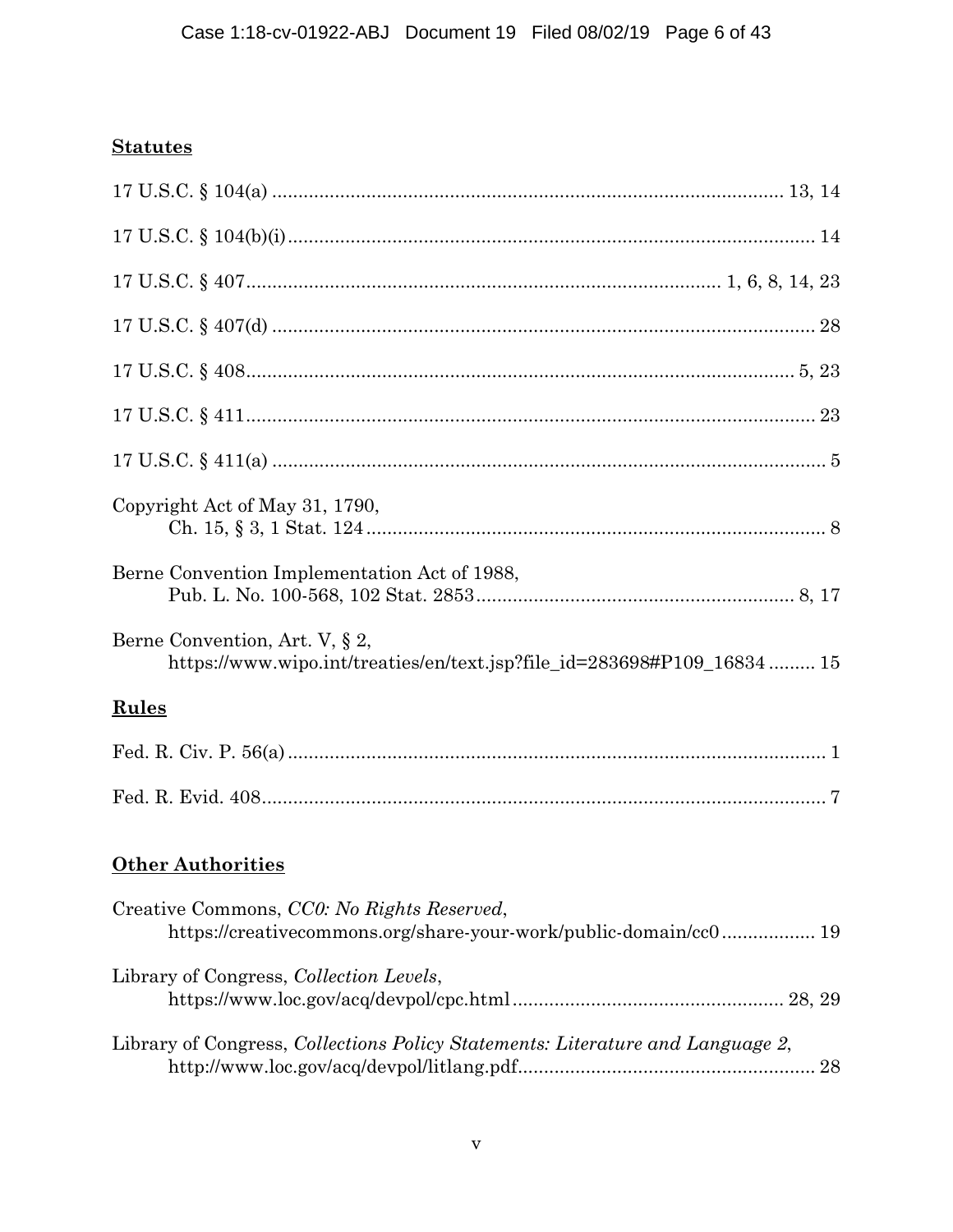**Statutes**

17 U.S.C. § 104(a) ........................................................................................ 13, 14

17 U.S.C. § 104(b)(i) ........................................................................................ 14

17 U.S.C. § 407 ........................................................................................ 1, 6, 8, 14, 23

17 U.S.C. § 407(d) ........................................................................................ 28

17 U.S.C. § 408 ........................................................................................ 5, 23

17 U.S.C. § 411 ........................................................................................ 23

17 U.S.C. § 411(a) ........................................................................................ 5

Copyright Act of May 31, 1790,
Ch. 15, § 3, 1 Stat. 124 ........................................................................................ 8

Berne Convention Implementation Act of 1988,
Pub. L. No. 100-568, 102 Stat. 2853 ........................................................................................ 8, 17

Berne Convention, Art. V, § 2,
https://www.wipo.int/treaties/en/text.jsp?file_id=283698#P109_16834 ......... 15

**Rules**

Fed. R. Civ. P. 56(a) ........................................................................................ 1

Fed. R. Evid. 408 ........................................................................................ 7

**Other Authorities**

Creative Commons, *CC0: No Rights Reserved*,
https://creativecommons.org/share-your-work/public-domain/cc0 .................. 19

Library of Congress, *Collection Levels*,
https://www.loc.gov/acq/devpol/cpc.html ........................................................................................ 28, 29

Library of Congress, *Collections Policy Statements: Literature and Language 2*,
http://www.loc.gov/acq/devpol/litlang.pdf ........................................................................................ 28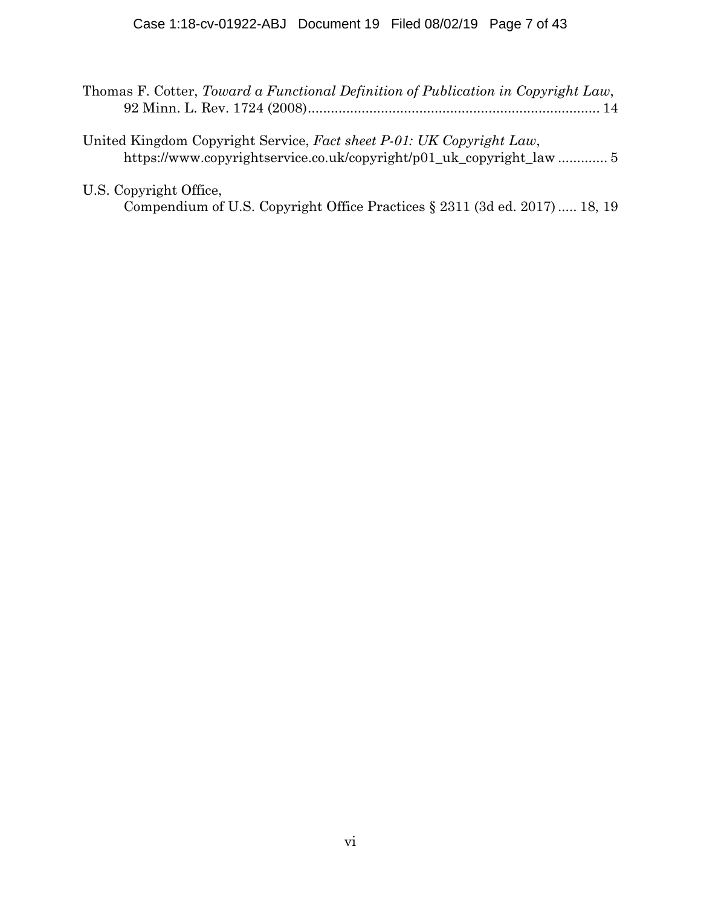Thomas F. Cotter, *Toward a Functional Definition of Publication in Copyright Law*, 92 Minn. L. Rev. 1724 (2008) .......................................................................... 14

United Kingdom Copyright Service, *Fact sheet P-01: UK Copyright Law*, https://www.copyrightservice.co.uk/copyright/p01_uk_copyright_law ............. 5

U.S. Copyright Office, Compendium of U.S. Copyright Office Practices § 2311 (3d ed. 2017) ..... 18, 19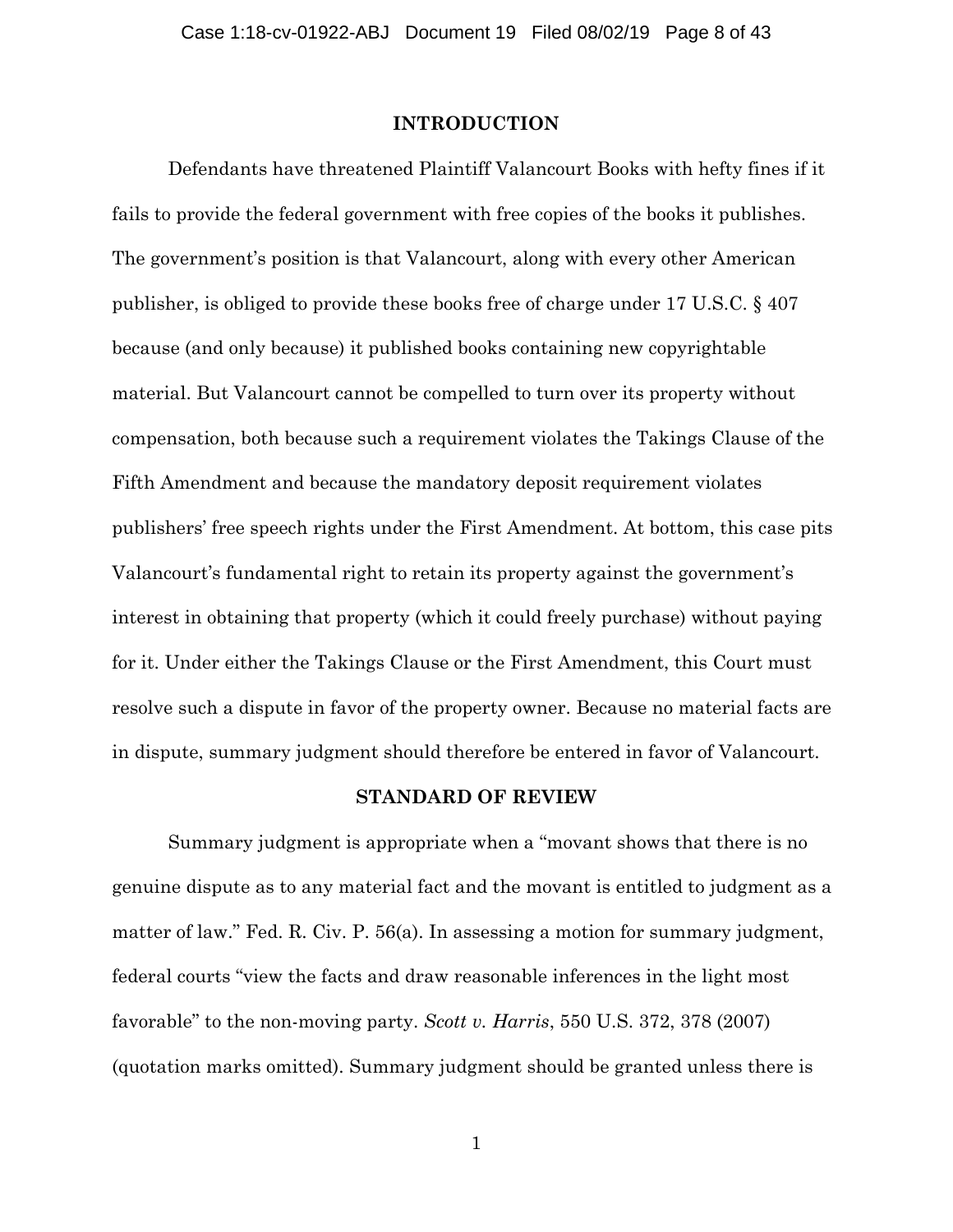## INTRODUCTION

Defendants have threatened Plaintiff Valancourt Books with hefty fines if it fails to provide the federal government with free copies of the books it publishes. The government's position is that Valancourt, along with every other American publisher, is obliged to provide these books free of charge under 17 U.S.C. § 407 because (and only because) it published books containing new copyrightable material. But Valancourt cannot be compelled to turn over its property without compensation, both because such a requirement violates the Takings Clause of the Fifth Amendment and because the mandatory deposit requirement violates publishers' free speech rights under the First Amendment. At bottom, this case pits Valancourt's fundamental right to retain its property against the government's interest in obtaining that property (which it could freely purchase) without paying for it. Under either the Takings Clause or the First Amendment, this Court must resolve such a dispute in favor of the property owner. Because no material facts are in dispute, summary judgment should therefore be entered in favor of Valancourt.

## STANDARD OF REVIEW

Summary judgment is appropriate when a "movant shows that there is no genuine dispute as to any material fact and the movant is entitled to judgment as a matter of law." Fed. R. Civ. P. 56(a). In assessing a motion for summary judgment, federal courts "view the facts and draw reasonable inferences in the light most favorable" to the non-moving party. *Scott v. Harris*, 550 U.S. 372, 378 (2007) (quotation marks omitted). Summary judgment should be granted unless there is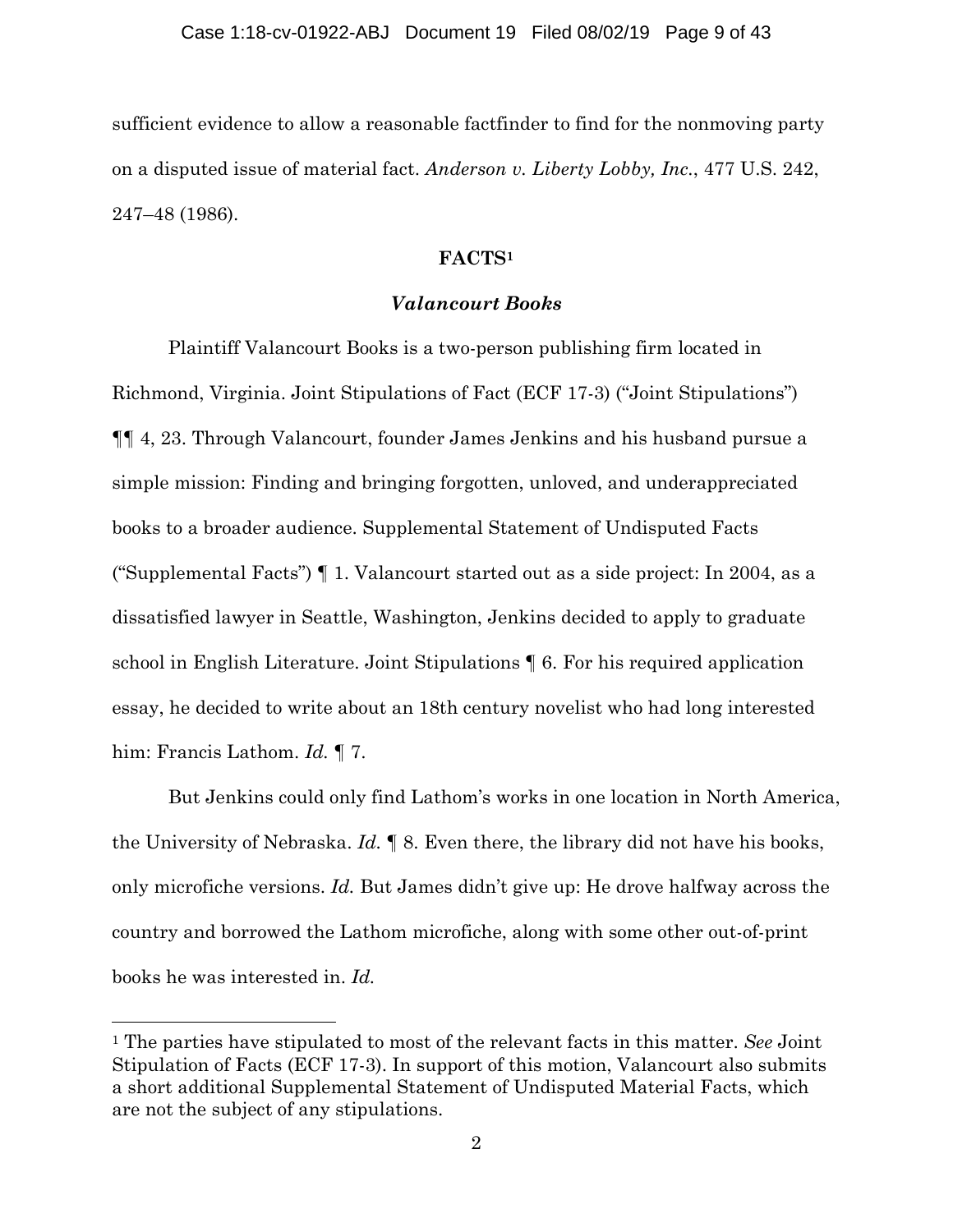sufficient evidence to allow a reasonable factfinder to find for the nonmoving party on a disputed issue of material fact. *Anderson v. Liberty Lobby, Inc.*, 477 U.S. 242, 247–48 (1986).

## FACTS[1]

### *Valancourt Books*

Plaintiff Valancourt Books is a two-person publishing firm located in Richmond, Virginia. Joint Stipulations of Fact (ECF 17-3) ("Joint Stipulations") ¶¶ 4, 23. Through Valancourt, founder James Jenkins and his husband pursue a simple mission: Finding and bringing forgotten, unloved, and underappreciated books to a broader audience. Supplemental Statement of Undisputed Facts ("Supplemental Facts") ¶ 1. Valancourt started out as a side project: In 2004, as a dissatisfied lawyer in Seattle, Washington, Jenkins decided to apply to graduate school in English Literature. Joint Stipulations ¶ 6. For his required application essay, he decided to write about an 18th century novelist who had long interested him: Francis Lathom. *Id.* ¶ 7.

But Jenkins could only find Lathom's works in one location in North America, the University of Nebraska. *Id.* ¶ 8. Even there, the library did not have his books, only microfiche versions. *Id.* But James didn't give up: He drove halfway across the country and borrowed the Lathom microfiche, along with some other out-of-print books he was interested in. *Id.*

---

[1] The parties have stipulated to most of the relevant facts in this matter. *See* Joint Stipulation of Facts (ECF 17-3). In support of this motion, Valancourt also submits a short additional Supplemental Statement of Undisputed Material Facts, which are not the subject of any stipulations.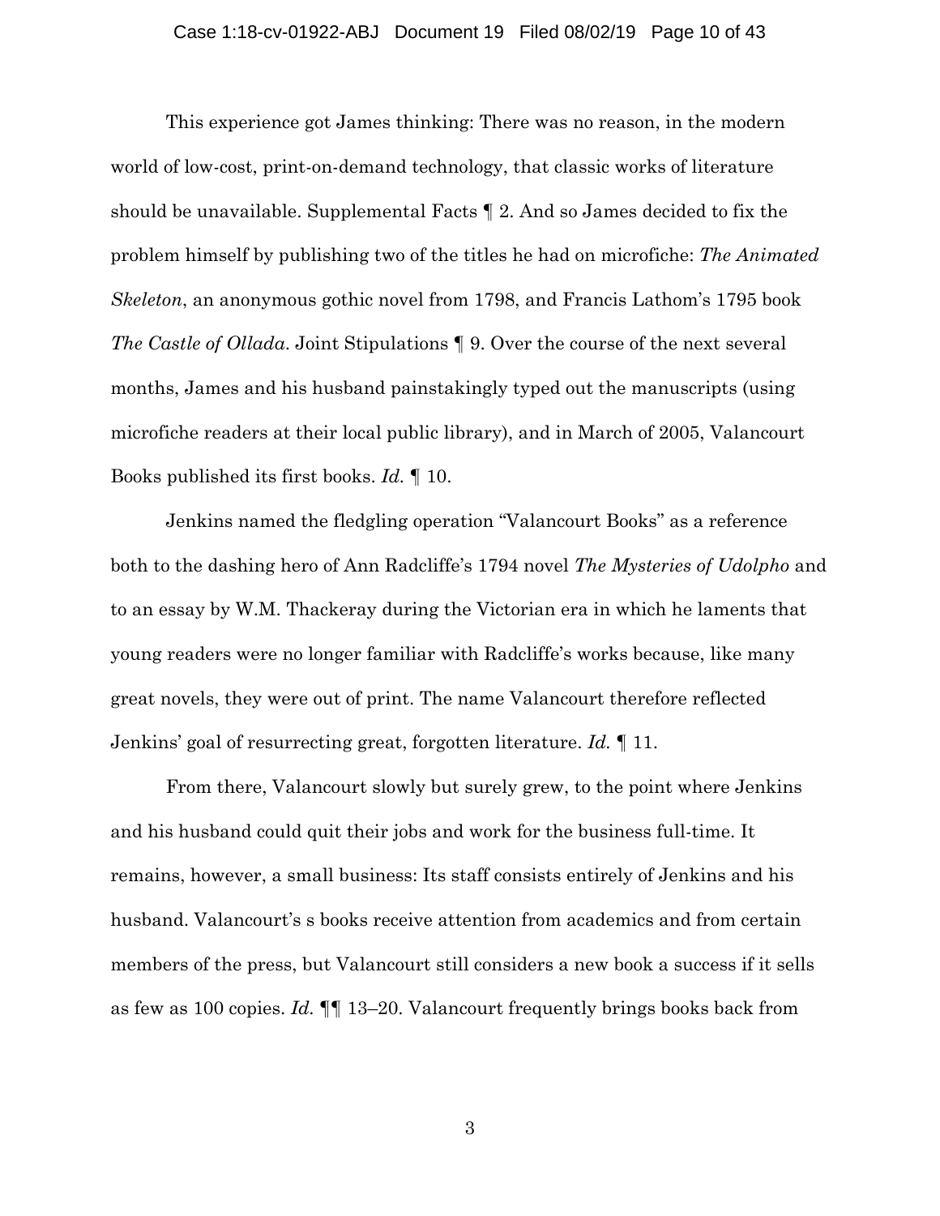This experience got James thinking: There was no reason, in the modern world of low-cost, print-on-demand technology, that classic works of literature should be unavailable. Supplemental Facts ¶ 2. And so James decided to fix the problem himself by publishing two of the titles he had on microfiche: *The Animated Skeleton*, an anonymous gothic novel from 1798, and Francis Lathom's 1795 book *The Castle of Ollada*. Joint Stipulations ¶ 9. Over the course of the next several months, James and his husband painstakingly typed out the manuscripts (using microfiche readers at their local public library), and in March of 2005, Valancourt Books published its first books. *Id.* ¶ 10.

Jenkins named the fledgling operation "Valancourt Books" as a reference both to the dashing hero of Ann Radcliffe's 1794 novel *The Mysteries of Udolpho* and to an essay by W.M. Thackeray during the Victorian era in which he laments that young readers were no longer familiar with Radcliffe's works because, like many great novels, they were out of print. The name Valancourt therefore reflected Jenkins' goal of resurrecting great, forgotten literature. *Id.* ¶ 11.

From there, Valancourt slowly but surely grew, to the point where Jenkins and his husband could quit their jobs and work for the business full-time. It remains, however, a small business: Its staff consists entirely of Jenkins and his husband. Valancourt's s books receive attention from academics and from certain members of the press, but Valancourt still considers a new book a success if it sells as few as 100 copies. *Id.* ¶¶ 13–20. Valancourt frequently brings books back from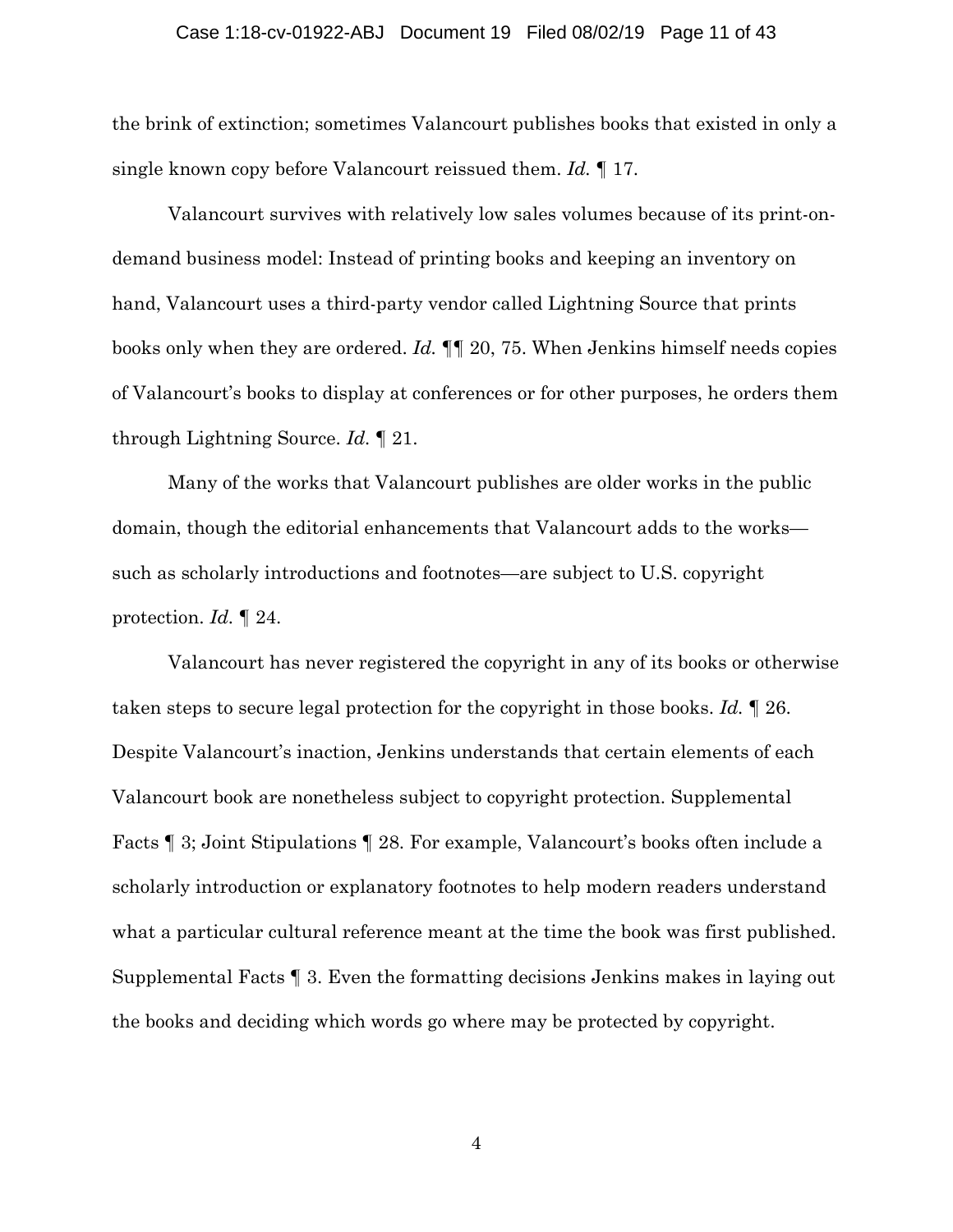the brink of extinction; sometimes Valancourt publishes books that existed in only a single known copy before Valancourt reissued them. *Id.* ¶ 17.

Valancourt survives with relatively low sales volumes because of its print-on-demand business model: Instead of printing books and keeping an inventory on hand, Valancourt uses a third-party vendor called Lightning Source that prints books only when they are ordered. *Id.* ¶¶ 20, 75. When Jenkins himself needs copies of Valancourt's books to display at conferences or for other purposes, he orders them through Lightning Source. *Id.* ¶ 21.

Many of the works that Valancourt publishes are older works in the public domain, though the editorial enhancements that Valancourt adds to the works—such as scholarly introductions and footnotes—are subject to U.S. copyright protection. *Id.* ¶ 24.

Valancourt has never registered the copyright in any of its books or otherwise taken steps to secure legal protection for the copyright in those books. *Id.* ¶ 26. Despite Valancourt's inaction, Jenkins understands that certain elements of each Valancourt book are nonetheless subject to copyright protection. Supplemental Facts ¶ 3; Joint Stipulations ¶ 28. For example, Valancourt's books often include a scholarly introduction or explanatory footnotes to help modern readers understand what a particular cultural reference meant at the time the book was first published. Supplemental Facts ¶ 3. Even the formatting decisions Jenkins makes in laying out the books and deciding which words go where may be protected by copyright.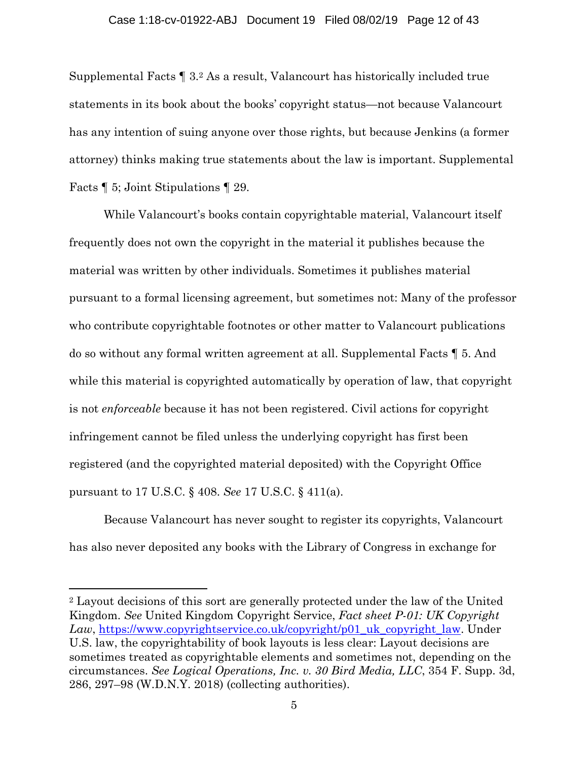Supplemental Facts ¶ 3.[2] As a result, Valancourt has historically included true statements in its book about the books' copyright status—not because Valancourt has any intention of suing anyone over those rights, but because Jenkins (a former attorney) thinks making true statements about the law is important. Supplemental Facts ¶ 5; Joint Stipulations ¶ 29.

While Valancourt's books contain copyrightable material, Valancourt itself frequently does not own the copyright in the material it publishes because the material was written by other individuals. Sometimes it publishes material pursuant to a formal licensing agreement, but sometimes not: Many of the professor who contribute copyrightable footnotes or other matter to Valancourt publications do so without any formal written agreement at all. Supplemental Facts ¶ 5. And while this material is copyrighted automatically by operation of law, that copyright is not *enforceable* because it has not been registered. Civil actions for copyright infringement cannot be filed unless the underlying copyright has first been registered (and the copyrighted material deposited) with the Copyright Office pursuant to 17 U.S.C. § 408. *See* 17 U.S.C. § 411(a).

Because Valancourt has never sought to register its copyrights, Valancourt has also never deposited any books with the Library of Congress in exchange for

---

[2] Layout decisions of this sort are generally protected under the law of the United Kingdom. *See* United Kingdom Copyright Service, *Fact sheet P-01: UK Copyright Law*, [https://www.copyrightservice.co.uk/copyright/p01_uk_copyright_law](https://www.copyrightservice.co.uk/copyright/p01_uk_copyright_law). Under U.S. law, the copyrightability of book layouts is less clear: Layout decisions are sometimes treated as copyrightable elements and sometimes not, depending on the circumstances. *See Logical Operations, Inc. v. 30 Bird Media, LLC*, 354 F. Supp. 3d, 286, 297–98 (W.D.N.Y. 2018) (collecting authorities).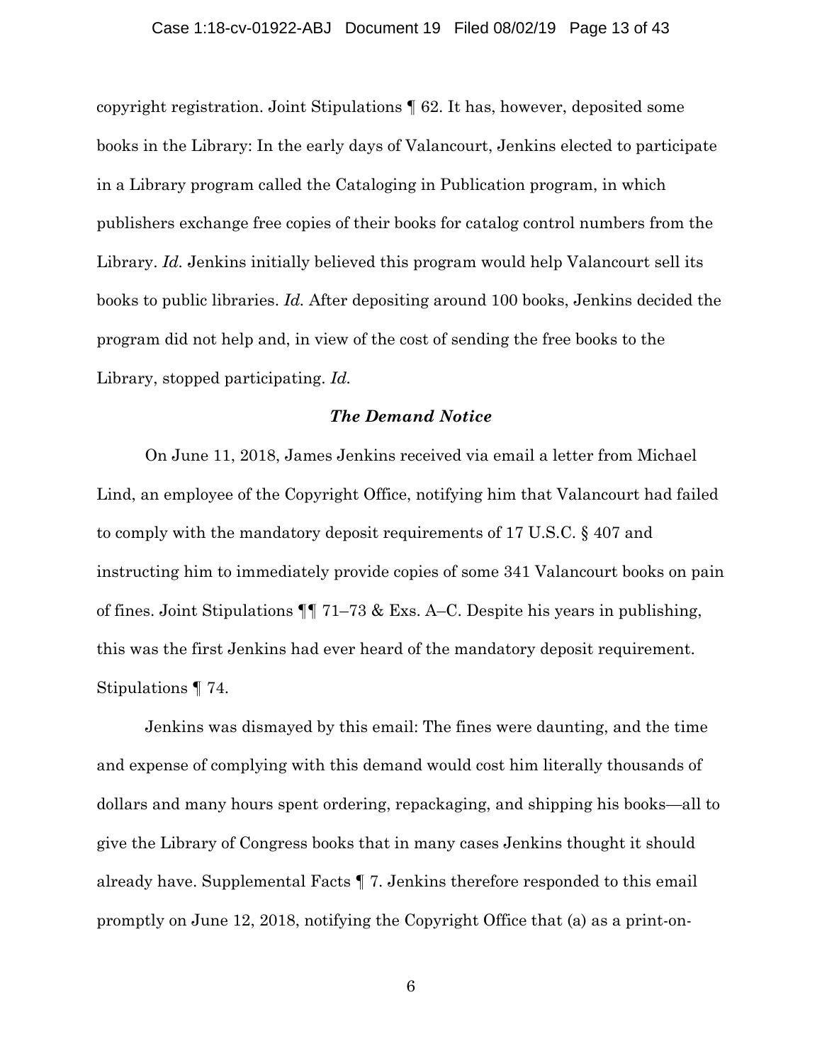copyright registration. Joint Stipulations ¶ 62. It has, however, deposited some books in the Library: In the early days of Valancourt, Jenkins elected to participate in a Library program called the Cataloging in Publication program, in which publishers exchange free copies of their books for catalog control numbers from the Library. *Id.* Jenkins initially believed this program would help Valancourt sell its books to public libraries. *Id.* After depositing around 100 books, Jenkins decided the program did not help and, in view of the cost of sending the free books to the Library, stopped participating. *Id.*

### *The Demand Notice*

On June 11, 2018, James Jenkins received via email a letter from Michael Lind, an employee of the Copyright Office, notifying him that Valancourt had failed to comply with the mandatory deposit requirements of 17 U.S.C. § 407 and instructing him to immediately provide copies of some 341 Valancourt books on pain of fines. Joint Stipulations ¶¶ 71–73 & Exs. A–C. Despite his years in publishing, this was the first Jenkins had ever heard of the mandatory deposit requirement. Stipulations ¶ 74.

Jenkins was dismayed by this email: The fines were daunting, and the time and expense of complying with this demand would cost him literally thousands of dollars and many hours spent ordering, repackaging, and shipping his books—all to give the Library of Congress books that in many cases Jenkins thought it should already have. Supplemental Facts ¶ 7. Jenkins therefore responded to this email promptly on June 12, 2018, notifying the Copyright Office that (a) as a print-on-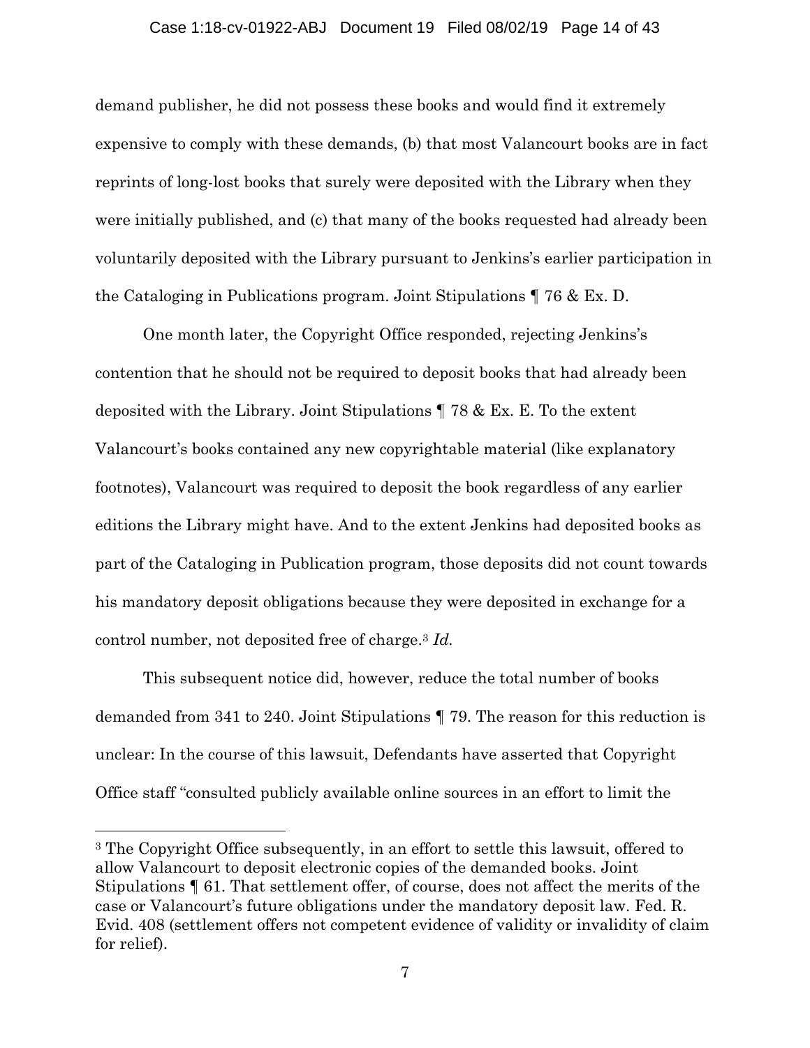demand publisher, he did not possess these books and would find it extremely expensive to comply with these demands, (b) that most Valancourt books are in fact reprints of long-lost books that surely were deposited with the Library when they were initially published, and (c) that many of the books requested had already been voluntarily deposited with the Library pursuant to Jenkins's earlier participation in the Cataloging in Publications program. Joint Stipulations ¶ 76 & Ex. D.

One month later, the Copyright Office responded, rejecting Jenkins's contention that he should not be required to deposit books that had already been deposited with the Library. Joint Stipulations ¶ 78 & Ex. E. To the extent Valancourt's books contained any new copyrightable material (like explanatory footnotes), Valancourt was required to deposit the book regardless of any earlier editions the Library might have. And to the extent Jenkins had deposited books as part of the Cataloging in Publication program, those deposits did not count towards his mandatory deposit obligations because they were deposited in exchange for a control number, not deposited free of charge.[3] *Id.*

This subsequent notice did, however, reduce the total number of books demanded from 341 to 240. Joint Stipulations ¶ 79. The reason for this reduction is unclear: In the course of this lawsuit, Defendants have asserted that Copyright Office staff "consulted publicly available online sources in an effort to limit the

---

[3] The Copyright Office subsequently, in an effort to settle this lawsuit, offered to allow Valancourt to deposit electronic copies of the demanded books. Joint Stipulations ¶ 61. That settlement offer, of course, does not affect the merits of the case or Valancourt's future obligations under the mandatory deposit law. Fed. R. Evid. 408 (settlement offers not competent evidence of validity or invalidity of claim for relief).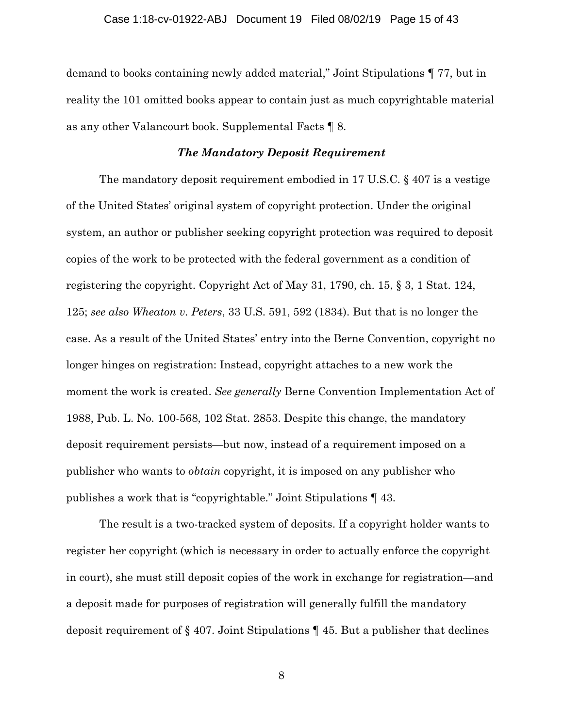demand to books containing newly added material," Joint Stipulations ¶ 77, but in reality the 101 omitted books appear to contain just as much copyrightable material as any other Valancourt book. Supplemental Facts ¶ 8.

### ***The Mandatory Deposit Requirement***

The mandatory deposit requirement embodied in 17 U.S.C. § 407 is a vestige of the United States' original system of copyright protection. Under the original system, an author or publisher seeking copyright protection was required to deposit copies of the work to be protected with the federal government as a condition of registering the copyright. Copyright Act of May 31, 1790, ch. 15, § 3, 1 Stat. 124, 125; *see also Wheaton v. Peters*, 33 U.S. 591, 592 (1834). But that is no longer the case. As a result of the United States' entry into the Berne Convention, copyright no longer hinges on registration: Instead, copyright attaches to a new work the moment the work is created. *See generally* Berne Convention Implementation Act of 1988, Pub. L. No. 100-568, 102 Stat. 2853. Despite this change, the mandatory deposit requirement persists—but now, instead of a requirement imposed on a publisher who wants to *obtain* copyright, it is imposed on any publisher who publishes a work that is "copyrightable." Joint Stipulations ¶ 43.

The result is a two-tracked system of deposits. If a copyright holder wants to register her copyright (which is necessary in order to actually enforce the copyright in court), she must still deposit copies of the work in exchange for registration—and a deposit made for purposes of registration will generally fulfill the mandatory deposit requirement of § 407. Joint Stipulations ¶ 45. But a publisher that declines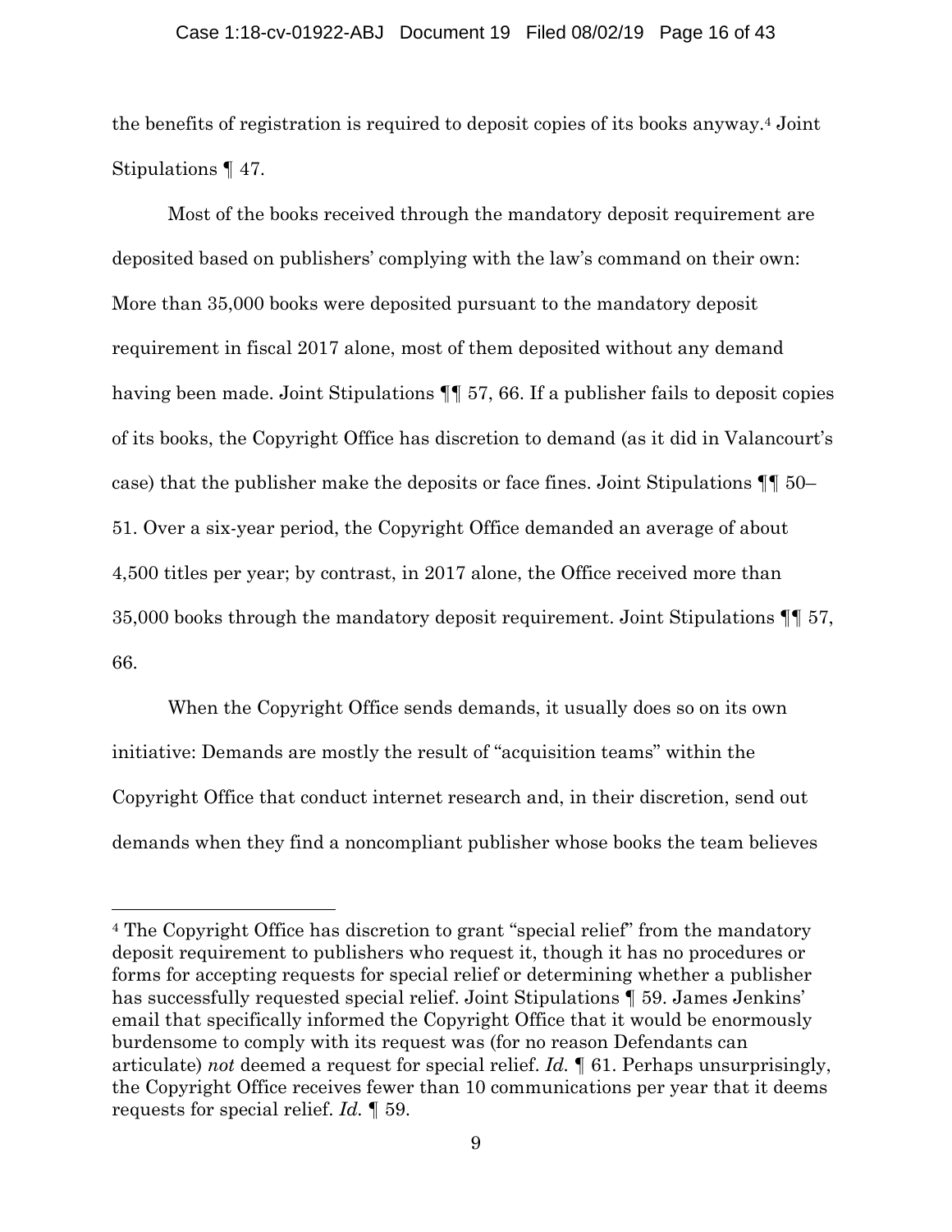the benefits of registration is required to deposit copies of its books anyway.[4] Joint Stipulations ¶ 47.

Most of the books received through the mandatory deposit requirement are deposited based on publishers' complying with the law's command on their own: More than 35,000 books were deposited pursuant to the mandatory deposit requirement in fiscal 2017 alone, most of them deposited without any demand having been made. Joint Stipulations ¶¶ 57, 66. If a publisher fails to deposit copies of its books, the Copyright Office has discretion to demand (as it did in Valancourt's case) that the publisher make the deposits or face fines. Joint Stipulations ¶¶ 50–51. Over a six-year period, the Copyright Office demanded an average of about 4,500 titles per year; by contrast, in 2017 alone, the Office received more than 35,000 books through the mandatory deposit requirement. Joint Stipulations ¶¶ 57, 66.

When the Copyright Office sends demands, it usually does so on its own initiative: Demands are mostly the result of "acquisition teams" within the Copyright Office that conduct internet research and, in their discretion, send out demands when they find a noncompliant publisher whose books the team believes

---

[4] The Copyright Office has discretion to grant "special relief" from the mandatory deposit requirement to publishers who request it, though it has no procedures or forms for accepting requests for special relief or determining whether a publisher has successfully requested special relief. Joint Stipulations ¶ 59. James Jenkins' email that specifically informed the Copyright Office that it would be enormously burdensome to comply with its request was (for no reason Defendants can articulate) *not* deemed a request for special relief. *Id.* ¶ 61. Perhaps unsurprisingly, the Copyright Office receives fewer than 10 communications per year that it deems requests for special relief. *Id.* ¶ 59.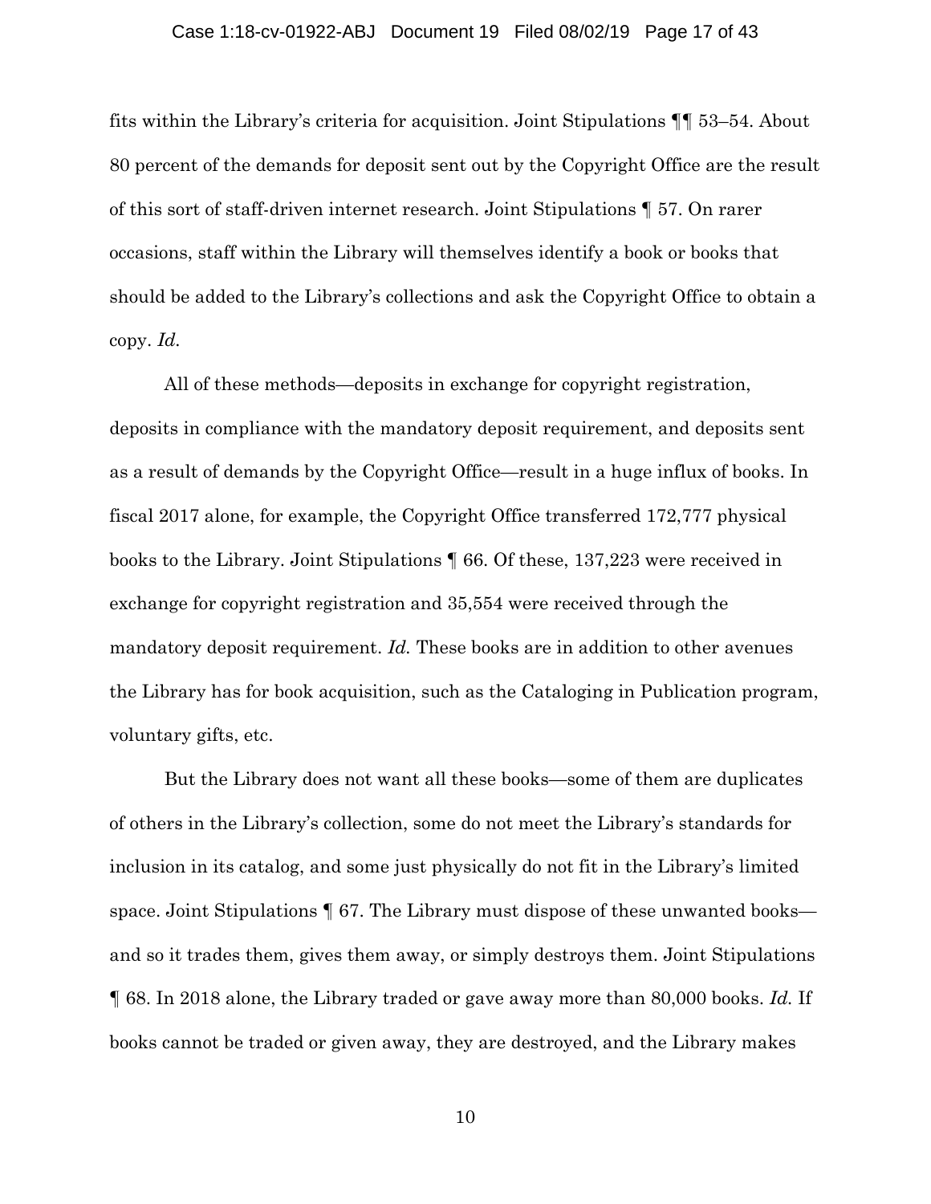fits within the Library's criteria for acquisition. Joint Stipulations ¶¶ 53–54. About 80 percent of the demands for deposit sent out by the Copyright Office are the result of this sort of staff-driven internet research. Joint Stipulations ¶ 57. On rarer occasions, staff within the Library will themselves identify a book or books that should be added to the Library's collections and ask the Copyright Office to obtain a copy. *Id.*

All of these methods—deposits in exchange for copyright registration, deposits in compliance with the mandatory deposit requirement, and deposits sent as a result of demands by the Copyright Office—result in a huge influx of books. In fiscal 2017 alone, for example, the Copyright Office transferred 172,777 physical books to the Library. Joint Stipulations ¶ 66. Of these, 137,223 were received in exchange for copyright registration and 35,554 were received through the mandatory deposit requirement. *Id.* These books are in addition to other avenues the Library has for book acquisition, such as the Cataloging in Publication program, voluntary gifts, etc.

But the Library does not want all these books—some of them are duplicates of others in the Library's collection, some do not meet the Library's standards for inclusion in its catalog, and some just physically do not fit in the Library's limited space. Joint Stipulations ¶ 67. The Library must dispose of these unwanted books—and so it trades them, gives them away, or simply destroys them. Joint Stipulations ¶ 68. In 2018 alone, the Library traded or gave away more than 80,000 books. *Id.* If books cannot be traded or given away, they are destroyed, and the Library makes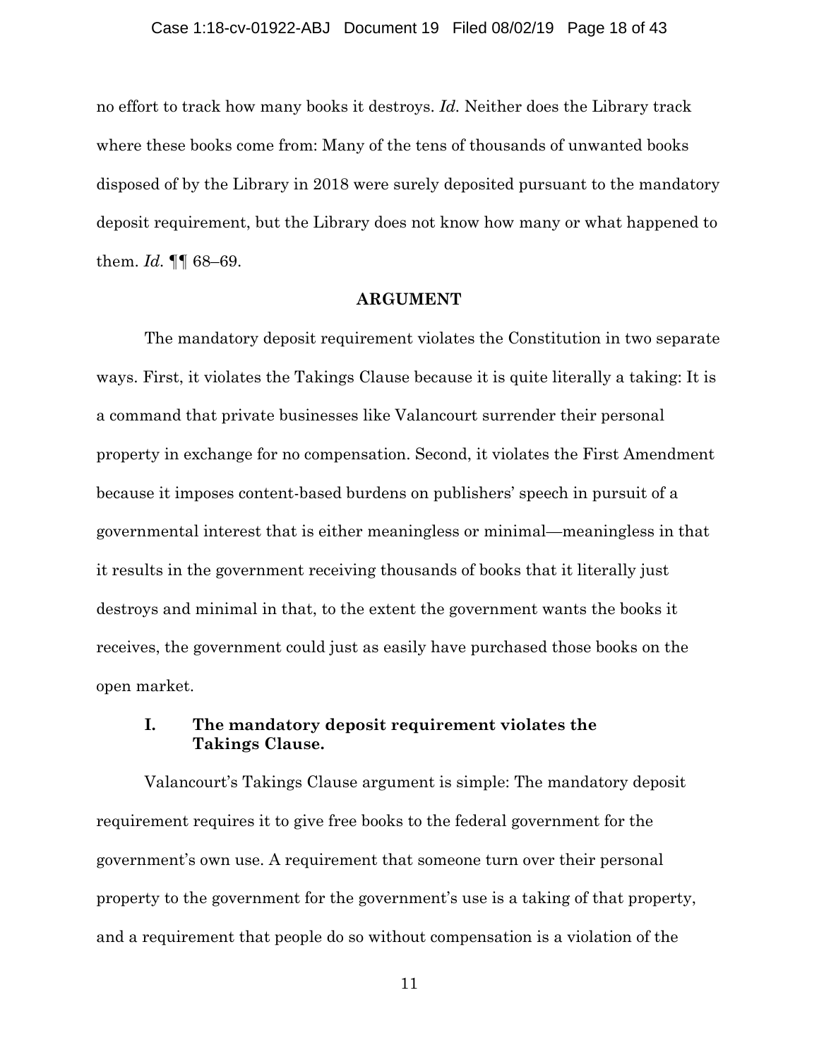no effort to track how many books it destroys. *Id.* Neither does the Library track where these books come from: Many of the tens of thousands of unwanted books disposed of by the Library in 2018 were surely deposited pursuant to the mandatory deposit requirement, but the Library does not know how many or what happened to them. *Id.* ¶¶ 68–69.

## ARGUMENT

The mandatory deposit requirement violates the Constitution in two separate ways. First, it violates the Takings Clause because it is quite literally a taking: It is a command that private businesses like Valancourt surrender their personal property in exchange for no compensation. Second, it violates the First Amendment because it imposes content-based burdens on publishers' speech in pursuit of a governmental interest that is either meaningless or minimal—meaningless in that it results in the government receiving thousands of books that it literally just destroys and minimal in that, to the extent the government wants the books it receives, the government could just as easily have purchased those books on the open market.

### I. The mandatory deposit requirement violates the Takings Clause.

Valancourt's Takings Clause argument is simple: The mandatory deposit requirement requires it to give free books to the federal government for the government's own use. A requirement that someone turn over their personal property to the government for the government's use is a taking of that property, and a requirement that people do so without compensation is a violation of the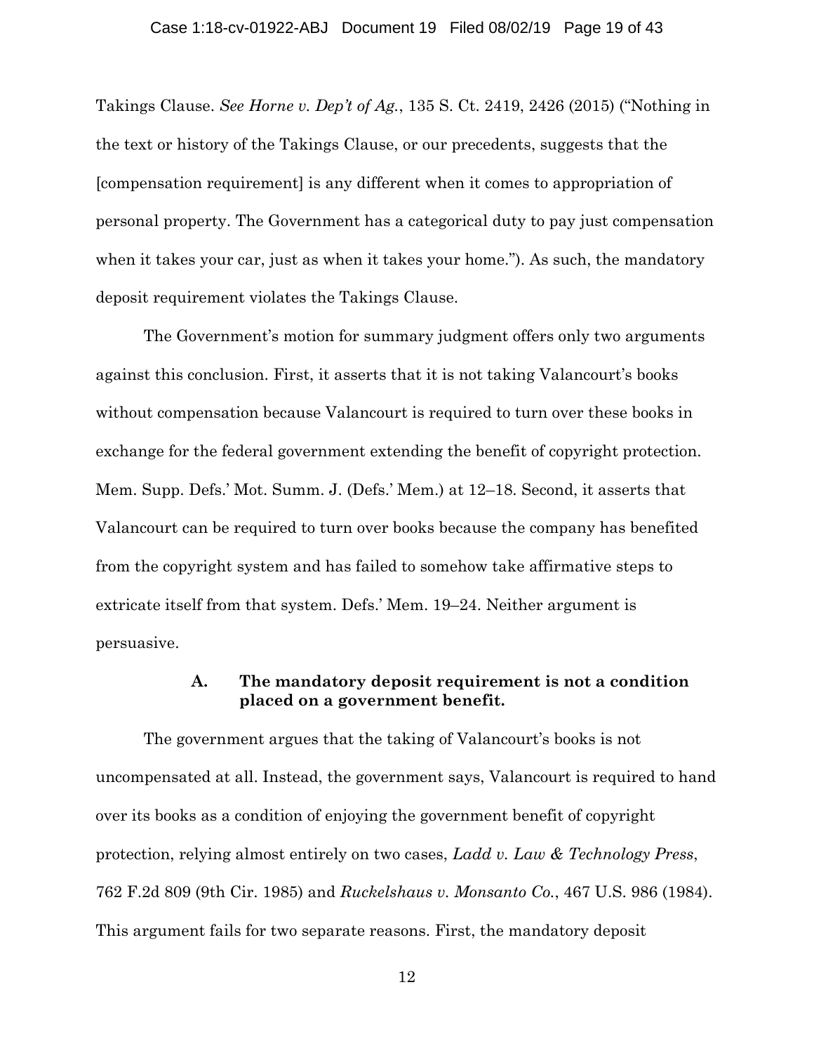Takings Clause. *See Horne v. Dep't of Ag.*, 135 S. Ct. 2419, 2426 (2015) ("Nothing in the text or history of the Takings Clause, or our precedents, suggests that the [compensation requirement] is any different when it comes to appropriation of personal property. The Government has a categorical duty to pay just compensation when it takes your car, just as when it takes your home."). As such, the mandatory deposit requirement violates the Takings Clause.

The Government's motion for summary judgment offers only two arguments against this conclusion. First, it asserts that it is not taking Valancourt's books without compensation because Valancourt is required to turn over these books in exchange for the federal government extending the benefit of copyright protection. Mem. Supp. Defs.' Mot. Summ. J. (Defs.' Mem.) at 12–18. Second, it asserts that Valancourt can be required to turn over books because the company has benefited from the copyright system and has failed to somehow take affirmative steps to extricate itself from that system. Defs.' Mem. 19–24. Neither argument is persuasive.

### A. The mandatory deposit requirement is not a condition placed on a government benefit.

The government argues that the taking of Valancourt's books is not uncompensated at all. Instead, the government says, Valancourt is required to hand over its books as a condition of enjoying the government benefit of copyright protection, relying almost entirely on two cases, *Ladd v. Law & Technology Press*, 762 F.2d 809 (9th Cir. 1985) and *Ruckelshaus v. Monsanto Co.*, 467 U.S. 986 (1984). This argument fails for two separate reasons. First, the mandatory deposit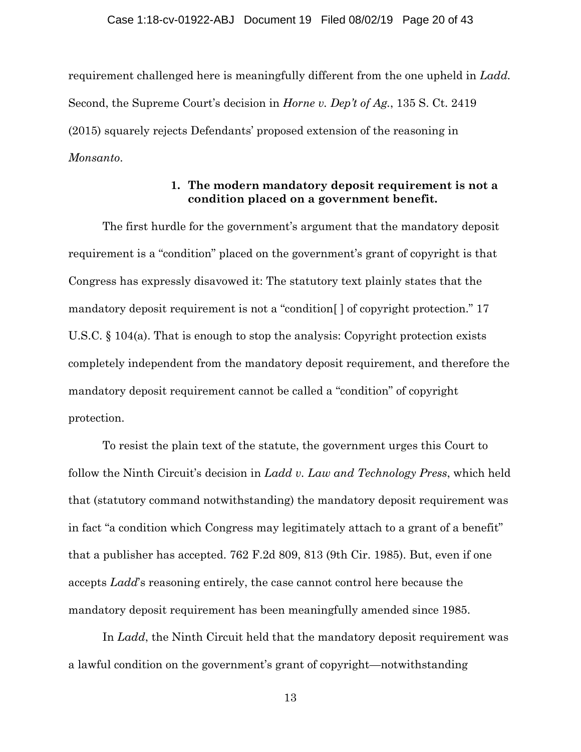requirement challenged here is meaningfully different from the one upheld in *Ladd*. Second, the Supreme Court's decision in *Horne v. Dep't of Ag.*, 135 S. Ct. 2419 (2015) squarely rejects Defendants' proposed extension of the reasoning in *Monsanto*.

### 1. The modern mandatory deposit requirement is not a condition placed on a government benefit.

The first hurdle for the government's argument that the mandatory deposit requirement is a "condition" placed on the government's grant of copyright is that Congress has expressly disavowed it: The statutory text plainly states that the mandatory deposit requirement is not a "condition[ ] of copyright protection." 17 U.S.C. § 104(a). That is enough to stop the analysis: Copyright protection exists completely independent from the mandatory deposit requirement, and therefore the mandatory deposit requirement cannot be called a "condition" of copyright protection.

To resist the plain text of the statute, the government urges this Court to follow the Ninth Circuit's decision in *Ladd v. Law and Technology Press*, which held that (statutory command notwithstanding) the mandatory deposit requirement was in fact "a condition which Congress may legitimately attach to a grant of a benefit" that a publisher has accepted. 762 F.2d 809, 813 (9th Cir. 1985). But, even if one accepts *Ladd*'s reasoning entirely, the case cannot control here because the mandatory deposit requirement has been meaningfully amended since 1985.

In *Ladd*, the Ninth Circuit held that the mandatory deposit requirement was a lawful condition on the government's grant of copyright—notwithstanding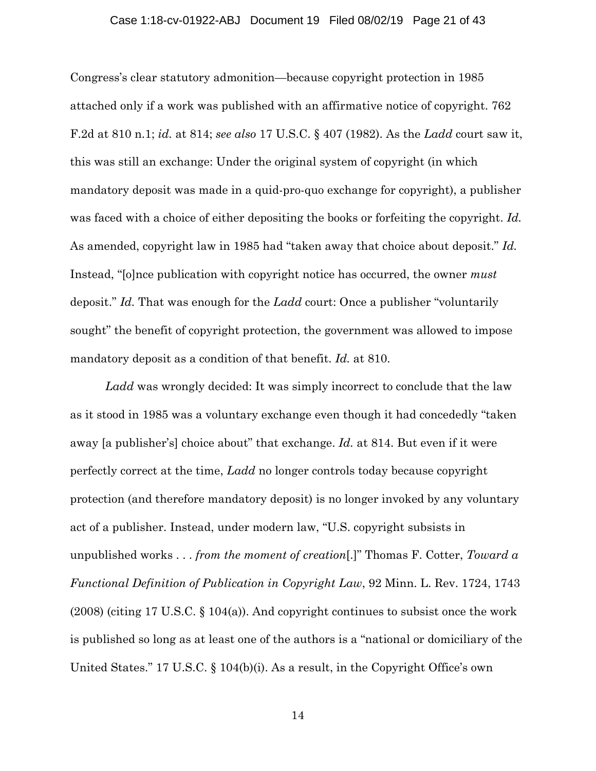Congress's clear statutory admonition—because copyright protection in 1985 attached only if a work was published with an affirmative notice of copyright. 762 F.2d at 810 n.1; *id.* at 814; *see also* 17 U.S.C. § 407 (1982). As the *Ladd* court saw it, this was still an exchange: Under the original system of copyright (in which mandatory deposit was made in a quid-pro-quo exchange for copyright), a publisher was faced with a choice of either depositing the books or forfeiting the copyright. *Id.* As amended, copyright law in 1985 had "taken away that choice about deposit." *Id.* Instead, "[o]nce publication with copyright notice has occurred, the owner *must* deposit." *Id.* That was enough for the *Ladd* court: Once a publisher "voluntarily sought" the benefit of copyright protection, the government was allowed to impose mandatory deposit as a condition of that benefit. *Id.* at 810.

*Ladd* was wrongly decided: It was simply incorrect to conclude that the law as it stood in 1985 was a voluntary exchange even though it had concededly "taken away [a publisher's] choice about" that exchange. *Id.* at 814. But even if it were perfectly correct at the time, *Ladd* no longer controls today because copyright protection (and therefore mandatory deposit) is no longer invoked by any voluntary act of a publisher. Instead, under modern law, "U.S. copyright subsists in unpublished works . . . *from the moment of creation*[.]" Thomas F. Cotter, *Toward a Functional Definition of Publication in Copyright Law*, 92 Minn. L. Rev. 1724, 1743 (2008) (citing 17 U.S.C. § 104(a)). And copyright continues to subsist once the work is published so long as at least one of the authors is a "national or domiciliary of the United States." 17 U.S.C. § 104(b)(i). As a result, in the Copyright Office's own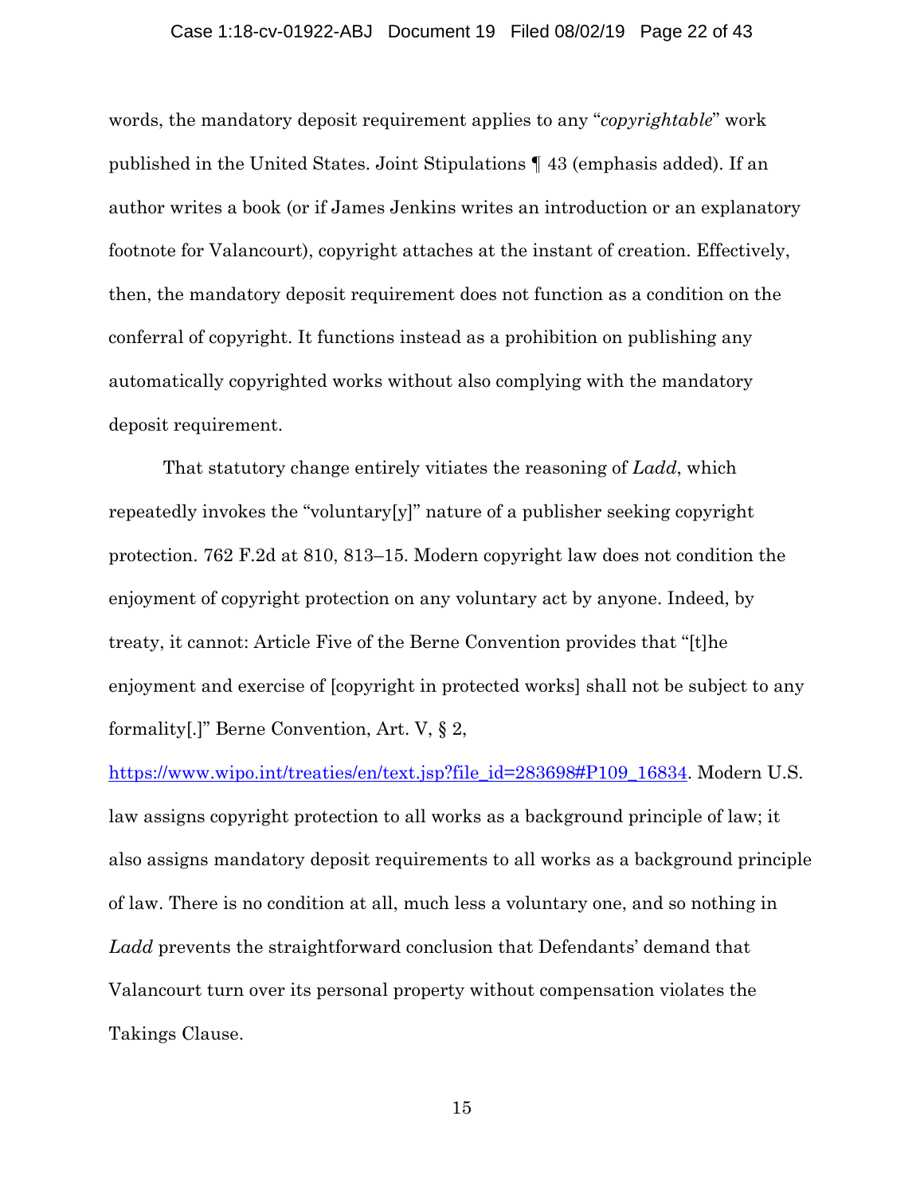words, the mandatory deposit requirement applies to any "*copyrightable*" work published in the United States. Joint Stipulations ¶ 43 (emphasis added). If an author writes a book (or if James Jenkins writes an introduction or an explanatory footnote for Valancourt), copyright attaches at the instant of creation. Effectively, then, the mandatory deposit requirement does not function as a condition on the conferral of copyright. It functions instead as a prohibition on publishing any automatically copyrighted works without also complying with the mandatory deposit requirement.

That statutory change entirely vitiates the reasoning of *Ladd*, which repeatedly invokes the "voluntary[y]" nature of a publisher seeking copyright protection. 762 F.2d at 810, 813–15. Modern copyright law does not condition the enjoyment of copyright protection on any voluntary act by anyone. Indeed, by treaty, it cannot: Article Five of the Berne Convention provides that "[t]he enjoyment and exercise of [copyright in protected works] shall not be subject to any formality[.]" Berne Convention, Art. V, § 2, https://www.wipo.int/treaties/en/text.jsp?file_id=283698#P109_16834. Modern U.S. law assigns copyright protection to all works as a background principle of law; it also assigns mandatory deposit requirements to all works as a background principle of law. There is no condition at all, much less a voluntary one, and so nothing in *Ladd* prevents the straightforward conclusion that Defendants' demand that Valancourt turn over its personal property without compensation violates the Takings Clause.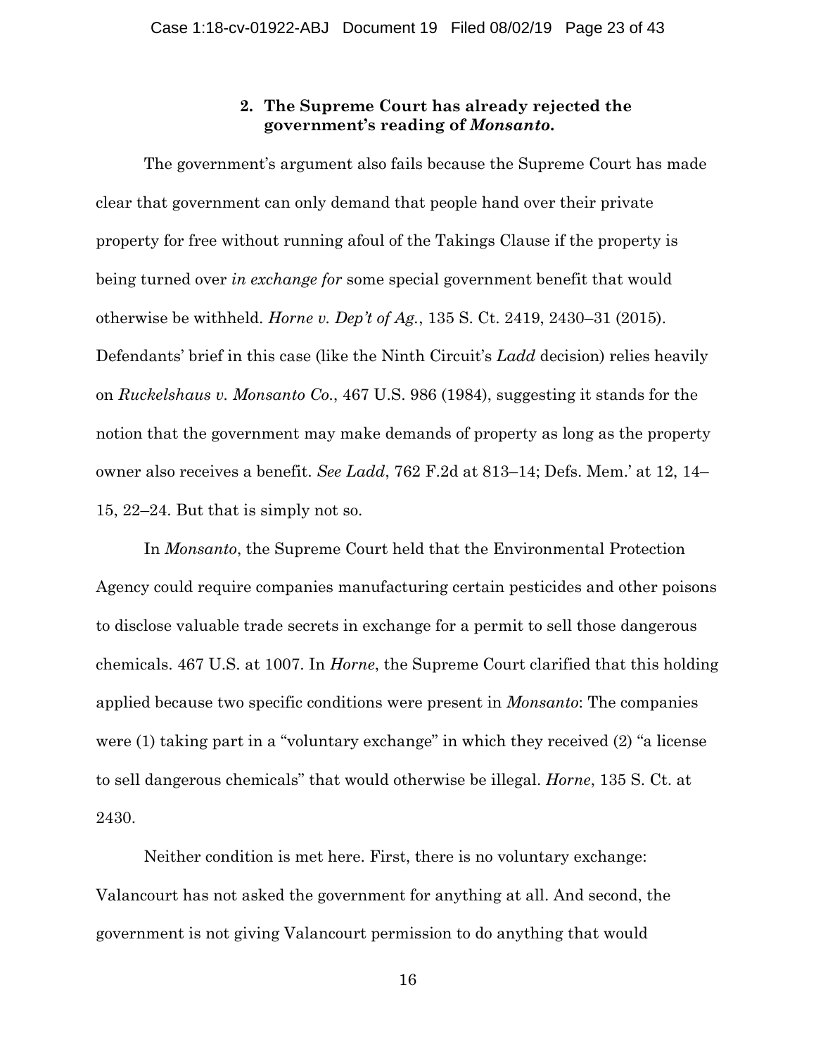### 2. The Supreme Court has already rejected the government's reading of *Monsanto*.

The government's argument also fails because the Supreme Court has made clear that government can only demand that people hand over their private property for free without running afoul of the Takings Clause if the property is being turned over *in exchange for* some special government benefit that would otherwise be withheld. *Horne v. Dep't of Ag.*, 135 S. Ct. 2419, 2430–31 (2015). Defendants' brief in this case (like the Ninth Circuit's *Ladd* decision) relies heavily on *Ruckelshaus v. Monsanto Co.*, 467 U.S. 986 (1984), suggesting it stands for the notion that the government may make demands of property as long as the property owner also receives a benefit. *See Ladd*, 762 F.2d at 813–14; Defs. Mem.' at 12, 14–15, 22–24. But that is simply not so.

In *Monsanto*, the Supreme Court held that the Environmental Protection Agency could require companies manufacturing certain pesticides and other poisons to disclose valuable trade secrets in exchange for a permit to sell those dangerous chemicals. 467 U.S. at 1007. In *Horne*, the Supreme Court clarified that this holding applied because two specific conditions were present in *Monsanto*: The companies were (1) taking part in a "voluntary exchange" in which they received (2) "a license to sell dangerous chemicals" that would otherwise be illegal. *Horne*, 135 S. Ct. at 2430.

Neither condition is met here. First, there is no voluntary exchange: Valancourt has not asked the government for anything at all. And second, the government is not giving Valancourt permission to do anything that would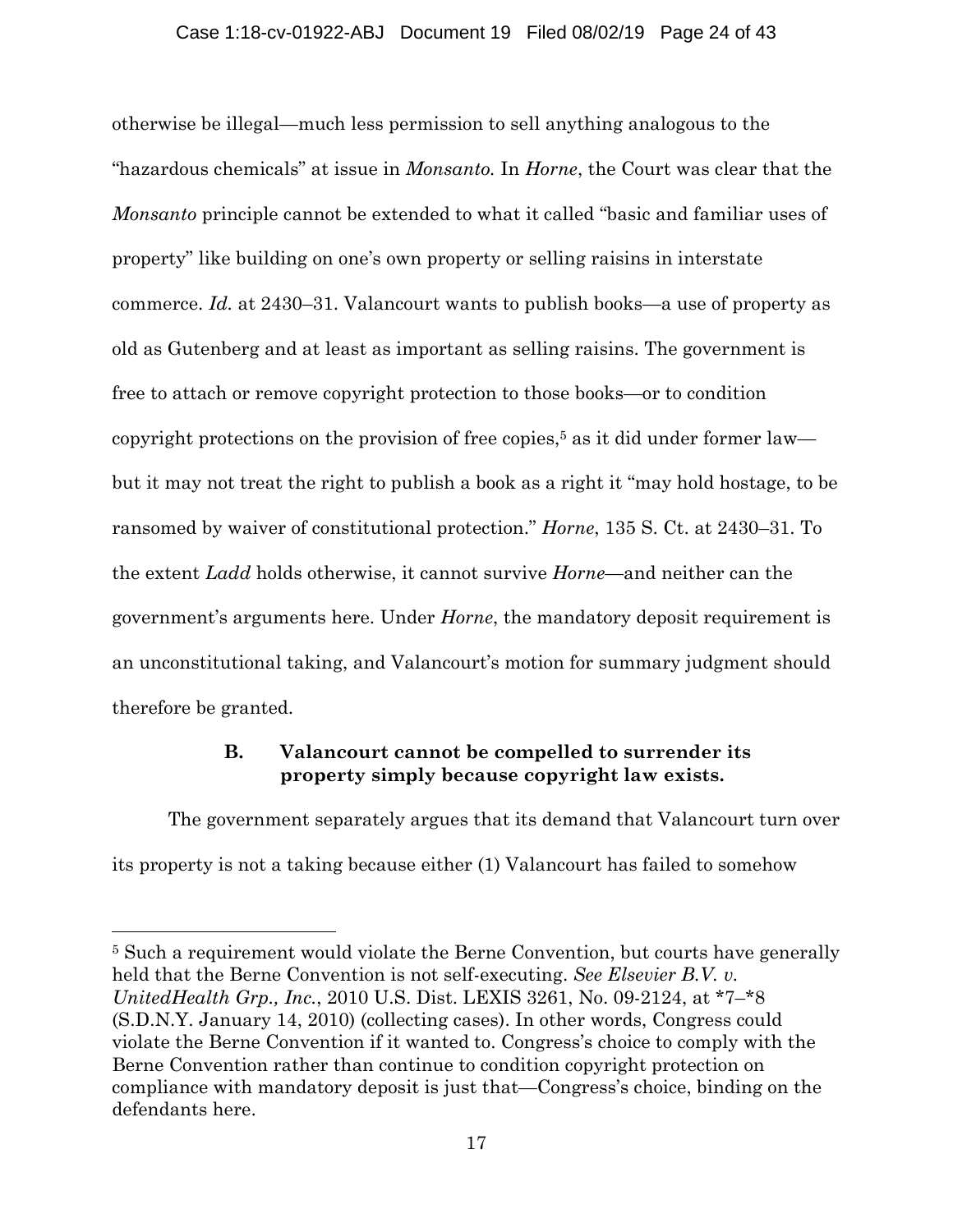otherwise be illegal—much less permission to sell anything analogous to the "hazardous chemicals" at issue in *Monsanto.* In *Horne*, the Court was clear that the *Monsanto* principle cannot be extended to what it called "basic and familiar uses of property" like building on one's own property or selling raisins in interstate commerce. *Id.* at 2430–31. Valancourt wants to publish books—a use of property as old as Gutenberg and at least as important as selling raisins. The government is free to attach or remove copyright protection to those books—or to condition copyright protections on the provision of free copies,[5] as it did under former law—but it may not treat the right to publish a book as a right it "may hold hostage, to be ransomed by waiver of constitutional protection." *Horne*, 135 S. Ct. at 2430–31. To the extent *Ladd* holds otherwise, it cannot survive *Horne*—and neither can the government's arguments here. Under *Horne*, the mandatory deposit requirement is an unconstitutional taking, and Valancourt's motion for summary judgment should therefore be granted.

### B. Valancourt cannot be compelled to surrender its property simply because copyright law exists.

The government separately argues that its demand that Valancourt turn over its property is not a taking because either (1) Valancourt has failed to somehow

---

[5] Such a requirement would violate the Berne Convention, but courts have generally held that the Berne Convention is not self-executing. *See Elsevier B.V. v. UnitedHealth Grp., Inc.*, 2010 U.S. Dist. LEXIS 3261, No. 09-2124, at *7–*8 (S.D.N.Y. January 14, 2010) (collecting cases). In other words, Congress could violate the Berne Convention if it wanted to. Congress's choice to comply with the Berne Convention rather than continue to condition copyright protection on compliance with mandatory deposit is just that—Congress's choice, binding on the defendants here.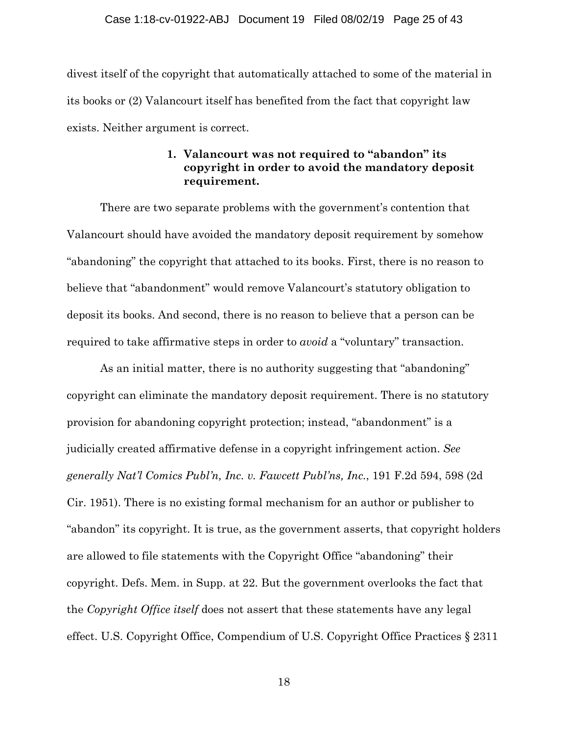divest itself of the copyright that automatically attached to some of the material in its books or (2) Valancourt itself has benefited from the fact that copyright law exists. Neither argument is correct.

#### 1. Valancourt was not required to "abandon" its copyright in order to avoid the mandatory deposit requirement.

There are two separate problems with the government's contention that Valancourt should have avoided the mandatory deposit requirement by somehow "abandoning" the copyright that attached to its books. First, there is no reason to believe that "abandonment" would remove Valancourt's statutory obligation to deposit its books. And second, there is no reason to believe that a person can be required to take affirmative steps in order to *avoid* a "voluntary" transaction.

As an initial matter, there is no authority suggesting that "abandoning" copyright can eliminate the mandatory deposit requirement. There is no statutory provision for abandoning copyright protection; instead, "abandonment" is a judicially created affirmative defense in a copyright infringement action. *See generally Nat'l Comics Publ'n, Inc. v. Fawcett Publ'ns, Inc.*, 191 F.2d 594, 598 (2d Cir. 1951). There is no existing formal mechanism for an author or publisher to "abandon" its copyright. It is true, as the government asserts, that copyright holders are allowed to file statements with the Copyright Office "abandoning" their copyright. Defs. Mem. in Supp. at 22. But the government overlooks the fact that the *Copyright Office itself* does not assert that these statements have any legal effect. U.S. Copyright Office, Compendium of U.S. Copyright Office Practices § 2311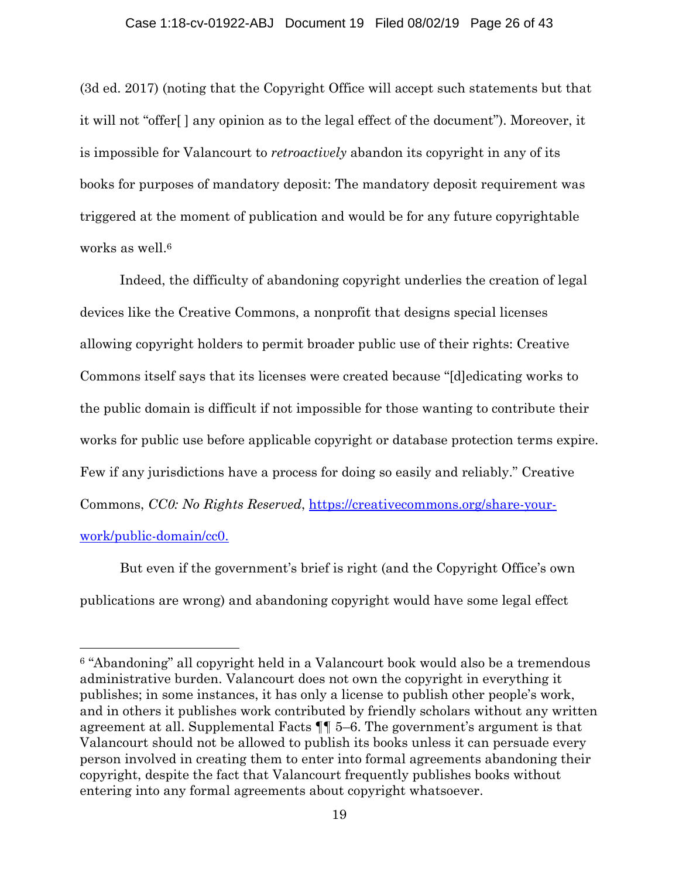(3d ed. 2017) (noting that the Copyright Office will accept such statements but that it will not "offer[ ] any opinion as to the legal effect of the document"). Moreover, it is impossible for Valancourt to *retroactively* abandon its copyright in any of its books for purposes of mandatory deposit: The mandatory deposit requirement was triggered at the moment of publication and would be for any future copyrightable works as well.[6]

Indeed, the difficulty of abandoning copyright underlies the creation of legal devices like the Creative Commons, a nonprofit that designs special licenses allowing copyright holders to permit broader public use of their rights: Creative Commons itself says that its licenses were created because "[d]edicating works to the public domain is difficult if not impossible for those wanting to contribute their works for public use before applicable copyright or database protection terms expire. Few if any jurisdictions have a process for doing so easily and reliably." Creative Commons, *CC0: No Rights Reserved*, [https://creativecommons.org/share-your-work/public-domain/cc0.](https://creativecommons.org/share-your-work/public-domain/cc0)

But even if the government's brief is right (and the Copyright Office's own publications are wrong) and abandoning copyright would have some legal effect

---

[6] "Abandoning" all copyright held in a Valancourt book would also be a tremendous administrative burden. Valancourt does not own the copyright in everything it publishes; in some instances, it has only a license to publish other people's work, and in others it publishes work contributed by friendly scholars without any written agreement at all. Supplemental Facts ¶¶ 5–6. The government's argument is that Valancourt should not be allowed to publish its books unless it can persuade every person involved in creating them to enter into formal agreements abandoning their copyright, despite the fact that Valancourt frequently publishes books without entering into any formal agreements about copyright whatsoever.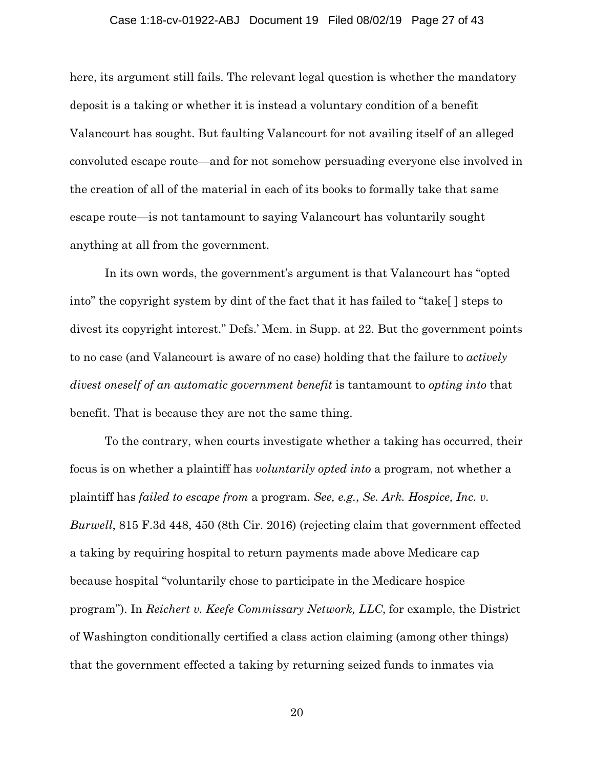here, its argument still fails. The relevant legal question is whether the mandatory deposit is a taking or whether it is instead a voluntary condition of a benefit Valancourt has sought. But faulting Valancourt for not availing itself of an alleged convoluted escape route—and for not somehow persuading everyone else involved in the creation of all of the material in each of its books to formally take that same escape route—is not tantamount to saying Valancourt has voluntarily sought anything at all from the government.

In its own words, the government's argument is that Valancourt has "opted into" the copyright system by dint of the fact that it has failed to "take[ ] steps to divest its copyright interest." Defs.' Mem. in Supp. at 22. But the government points to no case (and Valancourt is aware of no case) holding that the failure to *actively divest oneself of an automatic government benefit* is tantamount to *opting into* that benefit. That is because they are not the same thing.

To the contrary, when courts investigate whether a taking has occurred, their focus is on whether a plaintiff has *voluntarily opted into* a program, not whether a plaintiff has *failed to escape from* a program. *See, e.g.*, *Se. Ark. Hospice, Inc. v. Burwell*, 815 F.3d 448, 450 (8th Cir. 2016) (rejecting claim that government effected a taking by requiring hospital to return payments made above Medicare cap because hospital "voluntarily chose to participate in the Medicare hospice program"). In *Reichert v. Keefe Commissary Network, LLC*, for example, the District of Washington conditionally certified a class action claiming (among other things) that the government effected a taking by returning seized funds to inmates via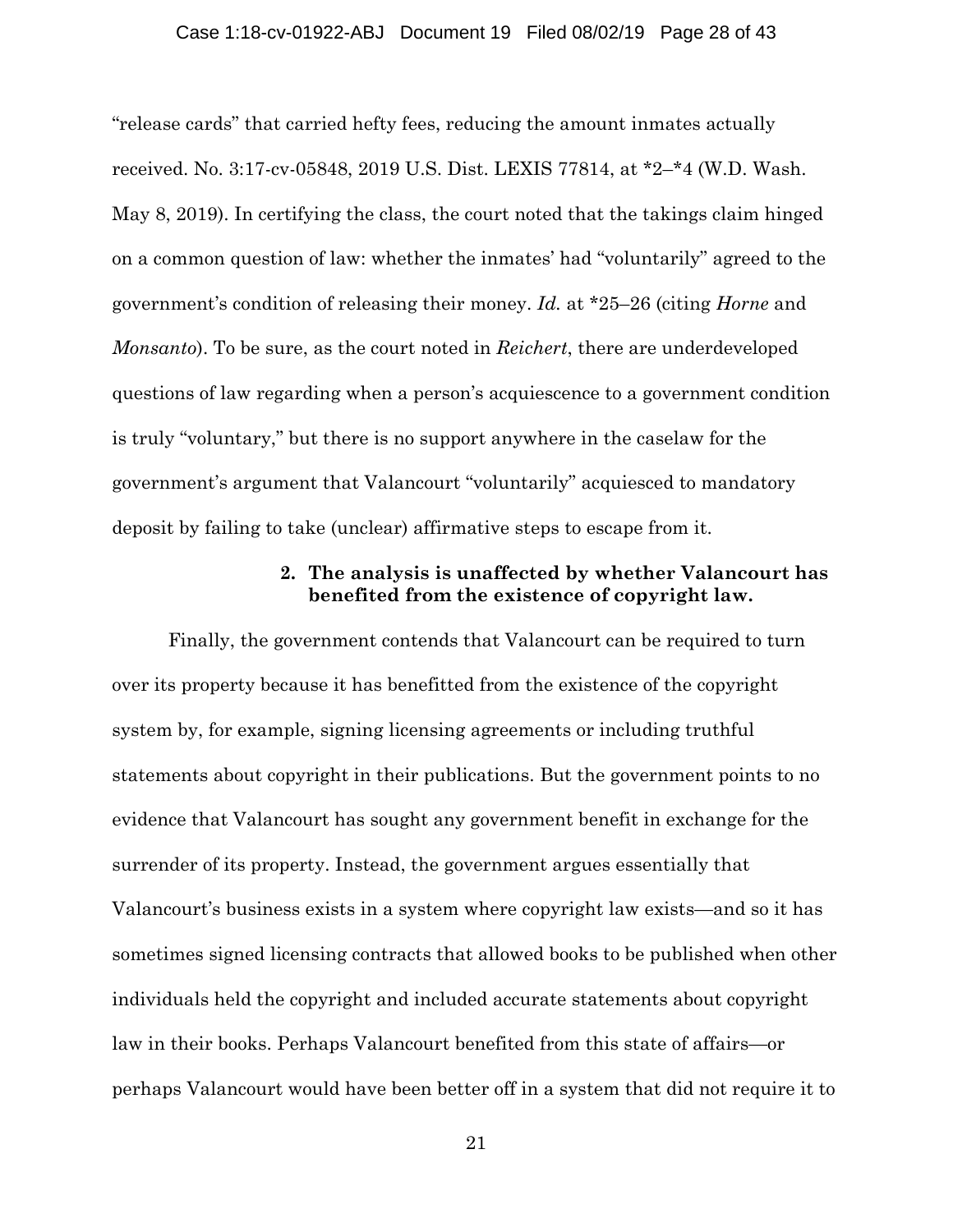"release cards" that carried hefty fees, reducing the amount inmates actually received. No. 3:17-cv-05848, 2019 U.S. Dist. LEXIS 77814, at *2–*4 (W.D. Wash. May 8, 2019). In certifying the class, the court noted that the takings claim hinged on a common question of law: whether the inmates' had "voluntarily" agreed to the government's condition of releasing their money. *Id.* at *25–26 (citing *Horne* and *Monsanto*). To be sure, as the court noted in *Reichert*, there are underdeveloped questions of law regarding when a person's acquiescence to a government condition is truly "voluntary," but there is no support anywhere in the caselaw for the government's argument that Valancourt "voluntarily" acquiesced to mandatory deposit by failing to take (unclear) affirmative steps to escape from it.

#### 2. The analysis is unaffected by whether Valancourt has benefited from the existence of copyright law.

Finally, the government contends that Valancourt can be required to turn over its property because it has benefitted from the existence of the copyright system by, for example, signing licensing agreements or including truthful statements about copyright in their publications. But the government points to no evidence that Valancourt has sought any government benefit in exchange for the surrender of its property. Instead, the government argues essentially that Valancourt's business exists in a system where copyright law exists—and so it has sometimes signed licensing contracts that allowed books to be published when other individuals held the copyright and included accurate statements about copyright law in their books. Perhaps Valancourt benefited from this state of affairs—or perhaps Valancourt would have been better off in a system that did not require it to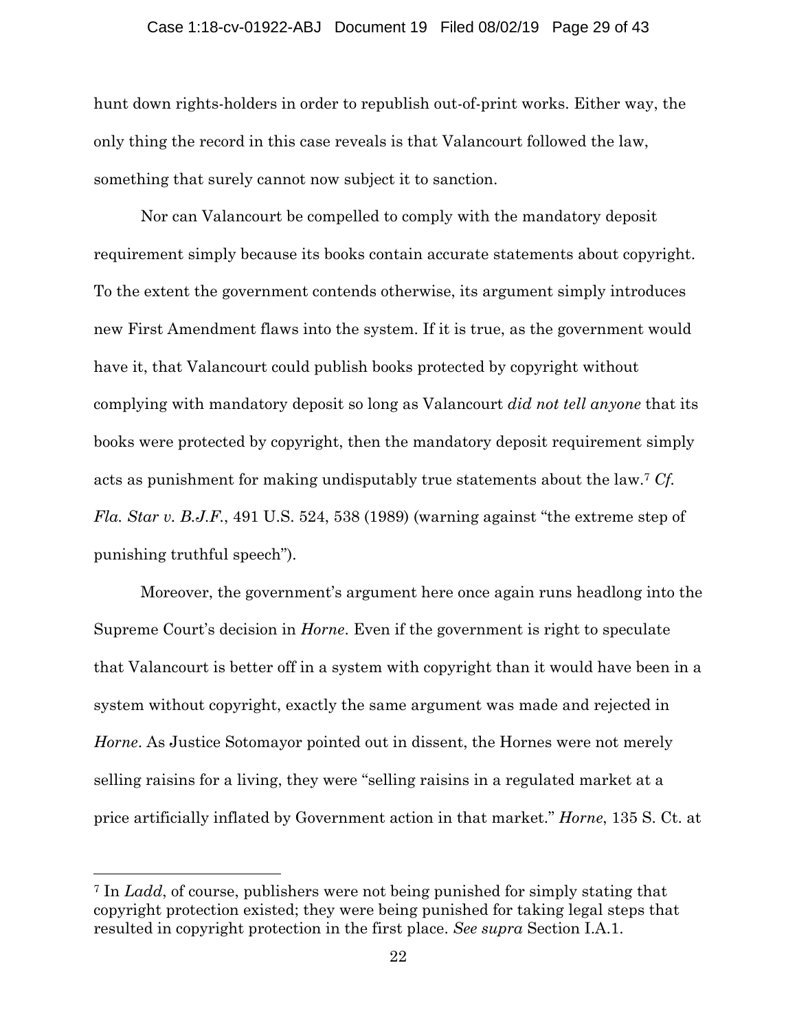hunt down rights-holders in order to republish out-of-print works. Either way, the only thing the record in this case reveals is that Valancourt followed the law, something that surely cannot now subject it to sanction.

Nor can Valancourt be compelled to comply with the mandatory deposit requirement simply because its books contain accurate statements about copyright. To the extent the government contends otherwise, its argument simply introduces new First Amendment flaws into the system. If it is true, as the government would have it, that Valancourt could publish books protected by copyright without complying with mandatory deposit so long as Valancourt *did not tell anyone* that its books were protected by copyright, then the mandatory deposit requirement simply acts as punishment for making undisputably true statements about the law.[7] *Cf. Fla. Star v. B.J.F.*, 491 U.S. 524, 538 (1989) (warning against "the extreme step of punishing truthful speech").

Moreover, the government's argument here once again runs headlong into the Supreme Court's decision in *Horne*. Even if the government is right to speculate that Valancourt is better off in a system with copyright than it would have been in a system without copyright, exactly the same argument was made and rejected in *Horne*. As Justice Sotomayor pointed out in dissent, the Hornes were not merely selling raisins for a living, they were "selling raisins in a regulated market at a price artificially inflated by Government action in that market." *Horne*, 135 S. Ct. at

[7] In *Ladd*, of course, publishers were not being punished for simply stating that copyright protection existed; they were being punished for taking legal steps that resulted in copyright protection in the first place. *See supra* Section I.A.1.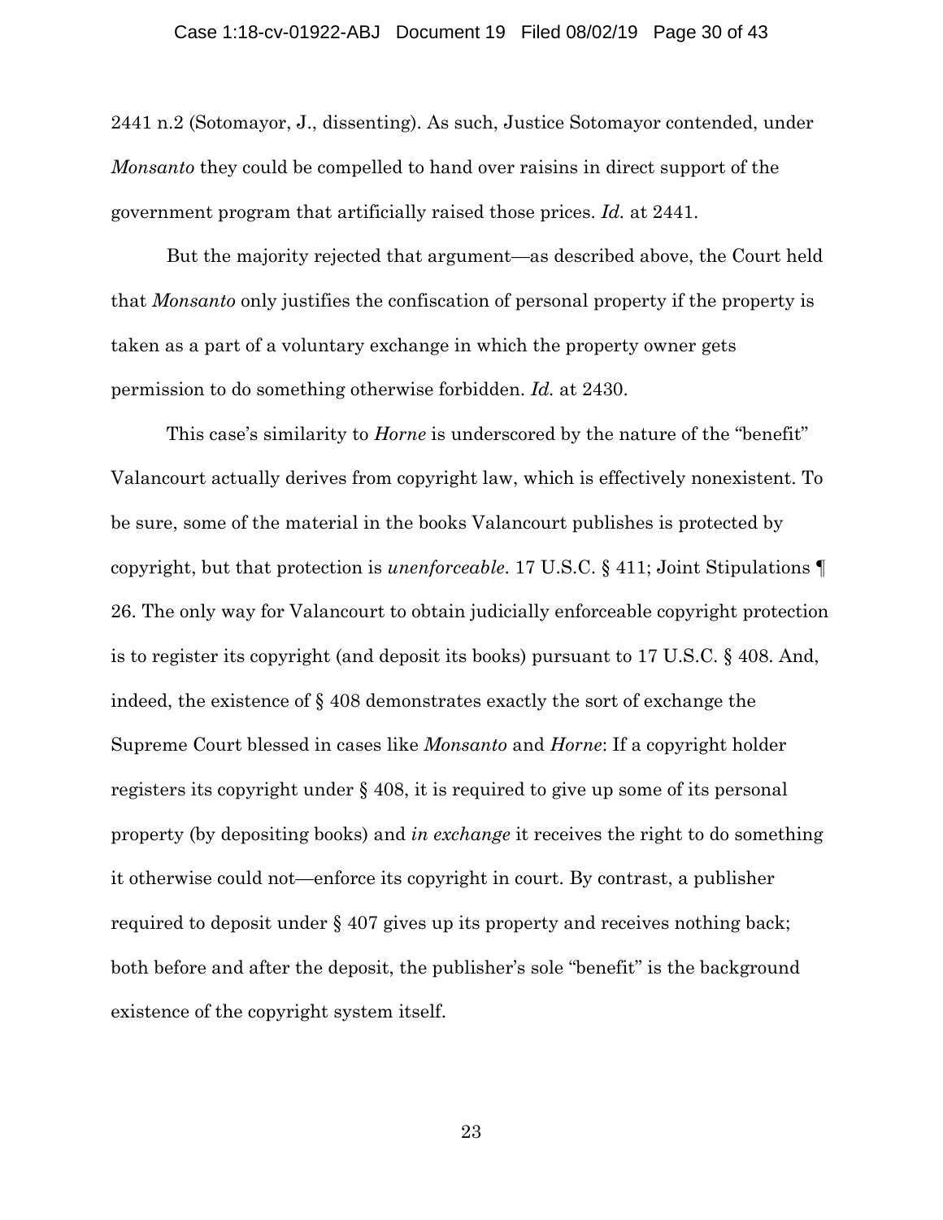2441 n.2 (Sotomayor, J., dissenting). As such, Justice Sotomayor contended, under *Monsanto* they could be compelled to hand over raisins in direct support of the government program that artificially raised those prices. *Id.* at 2441.

But the majority rejected that argument—as described above, the Court held that *Monsanto* only justifies the confiscation of personal property if the property is taken as a part of a voluntary exchange in which the property owner gets permission to do something otherwise forbidden. *Id.* at 2430.

This case's similarity to *Horne* is underscored by the nature of the "benefit" Valancourt actually derives from copyright law, which is effectively nonexistent. To be sure, some of the material in the books Valancourt publishes is protected by copyright, but that protection is *unenforceable*. 17 U.S.C. § 411; Joint Stipulations ¶ 26. The only way for Valancourt to obtain judicially enforceable copyright protection is to register its copyright (and deposit its books) pursuant to 17 U.S.C. § 408. And, indeed, the existence of § 408 demonstrates exactly the sort of exchange the Supreme Court blessed in cases like *Monsanto* and *Horne*: If a copyright holder registers its copyright under § 408, it is required to give up some of its personal property (by depositing books) and *in exchange* it receives the right to do something it otherwise could not—enforce its copyright in court. By contrast, a publisher required to deposit under § 407 gives up its property and receives nothing back; both before and after the deposit, the publisher's sole "benefit" is the background existence of the copyright system itself.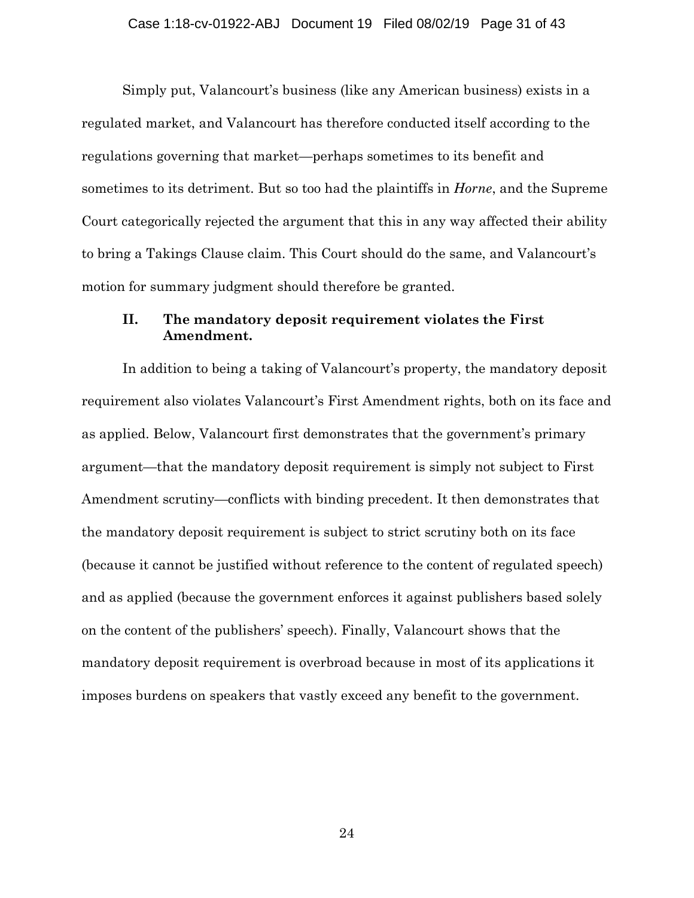Simply put, Valancourt's business (like any American business) exists in a regulated market, and Valancourt has therefore conducted itself according to the regulations governing that market—perhaps sometimes to its benefit and sometimes to its detriment. But so too had the plaintiffs in *Horne*, and the Supreme Court categorically rejected the argument that this in any way affected their ability to bring a Takings Clause claim. This Court should do the same, and Valancourt's motion for summary judgment should therefore be granted.

## II. The mandatory deposit requirement violates the First Amendment.

In addition to being a taking of Valancourt's property, the mandatory deposit requirement also violates Valancourt's First Amendment rights, both on its face and as applied. Below, Valancourt first demonstrates that the government's primary argument—that the mandatory deposit requirement is simply not subject to First Amendment scrutiny—conflicts with binding precedent. It then demonstrates that the mandatory deposit requirement is subject to strict scrutiny both on its face (because it cannot be justified without reference to the content of regulated speech) and as applied (because the government enforces it against publishers based solely on the content of the publishers' speech). Finally, Valancourt shows that the mandatory deposit requirement is overbroad because in most of its applications it imposes burdens on speakers that vastly exceed any benefit to the government.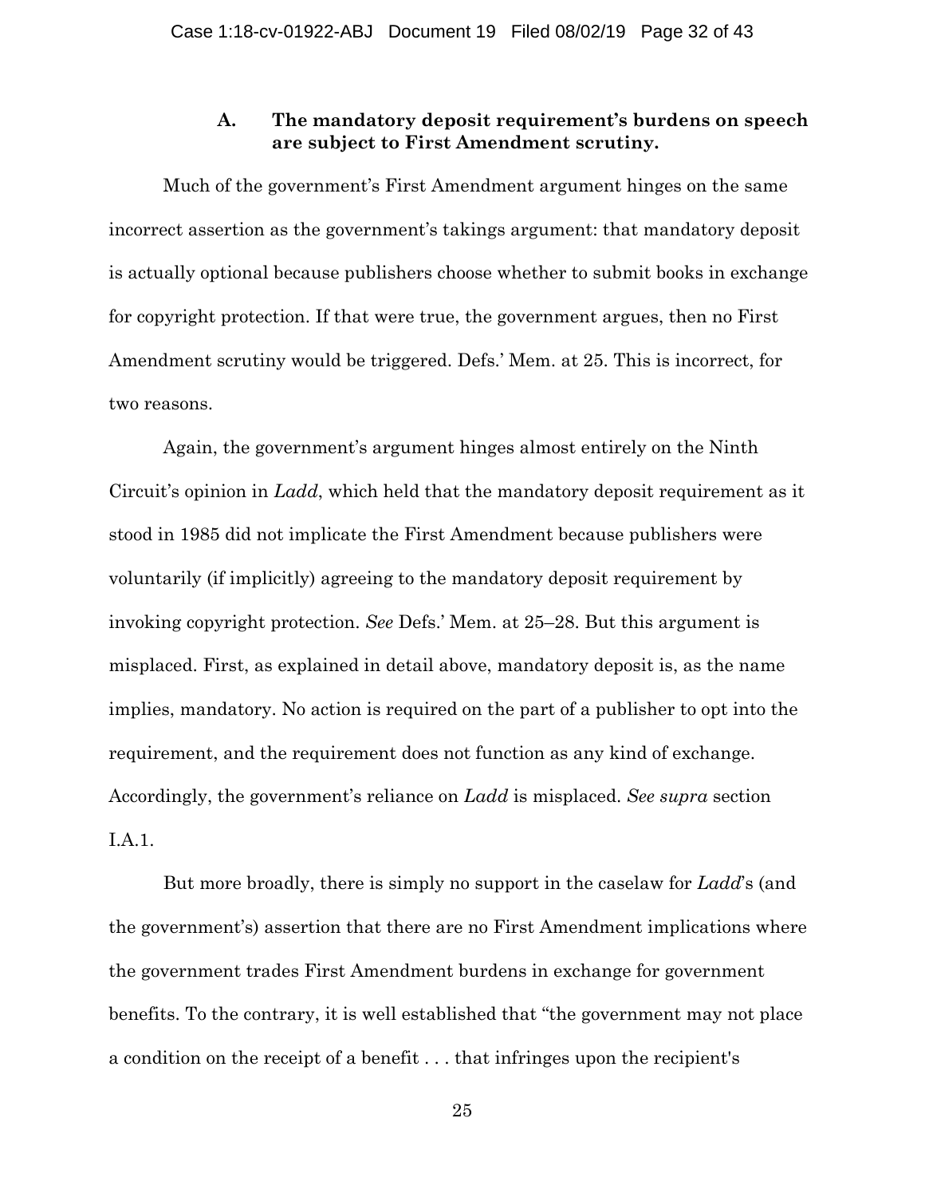### A. The mandatory deposit requirement's burdens on speech are subject to First Amendment scrutiny.

Much of the government's First Amendment argument hinges on the same incorrect assertion as the government's takings argument: that mandatory deposit is actually optional because publishers choose whether to submit books in exchange for copyright protection. If that were true, the government argues, then no First Amendment scrutiny would be triggered. Defs.' Mem. at 25. This is incorrect, for two reasons.

Again, the government's argument hinges almost entirely on the Ninth Circuit's opinion in *Ladd*, which held that the mandatory deposit requirement as it stood in 1985 did not implicate the First Amendment because publishers were voluntarily (if implicitly) agreeing to the mandatory deposit requirement by invoking copyright protection. *See* Defs.' Mem. at 25–28. But this argument is misplaced. First, as explained in detail above, mandatory deposit is, as the name implies, mandatory. No action is required on the part of a publisher to opt into the requirement, and the requirement does not function as any kind of exchange. Accordingly, the government's reliance on *Ladd* is misplaced. *See supra* section I.A.1.

But more broadly, there is simply no support in the caselaw for *Ladd*'s (and the government's) assertion that there are no First Amendment implications where the government trades First Amendment burdens in exchange for government benefits. To the contrary, it is well established that "the government may not place a condition on the receipt of a benefit . . . that infringes upon the recipient's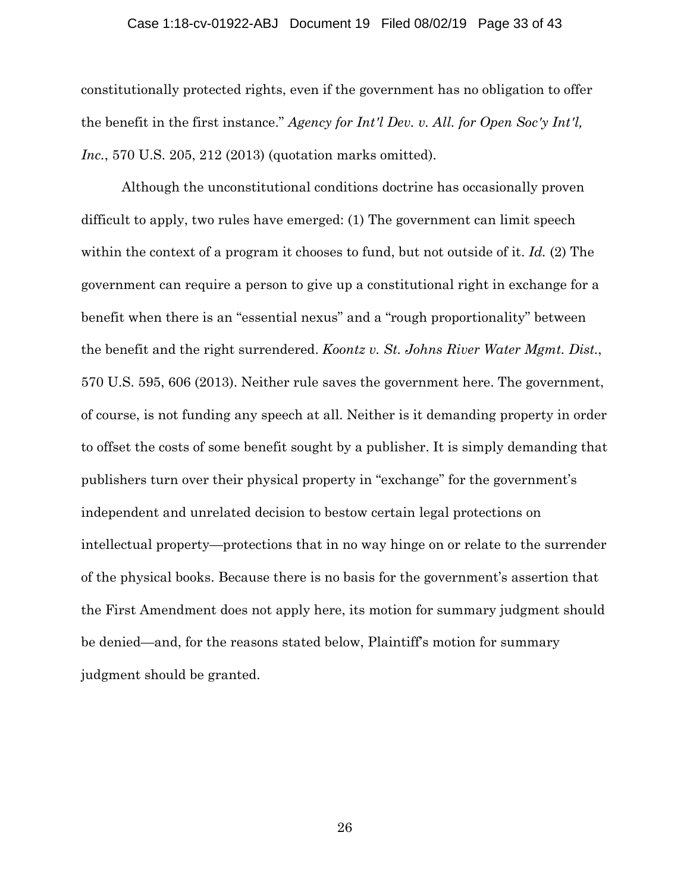constitutionally protected rights, even if the government has no obligation to offer the benefit in the first instance." *Agency for Int'l Dev. v. All. for Open Soc'y Int'l, Inc.*, 570 U.S. 205, 212 (2013) (quotation marks omitted).

Although the unconstitutional conditions doctrine has occasionally proven difficult to apply, two rules have emerged: (1) The government can limit speech within the context of a program it chooses to fund, but not outside of it. *Id.* (2) The government can require a person to give up a constitutional right in exchange for a benefit when there is an "essential nexus" and a "rough proportionality" between the benefit and the right surrendered. *Koontz v. St. Johns River Water Mgmt. Dist.*, 570 U.S. 595, 606 (2013). Neither rule saves the government here. The government, of course, is not funding any speech at all. Neither is it demanding property in order to offset the costs of some benefit sought by a publisher. It is simply demanding that publishers turn over their physical property in "exchange" for the government's independent and unrelated decision to bestow certain legal protections on intellectual property—protections that in no way hinge on or relate to the surrender of the physical books. Because there is no basis for the government's assertion that the First Amendment does not apply here, its motion for summary judgment should be denied—and, for the reasons stated below, Plaintiff's motion for summary judgment should be granted.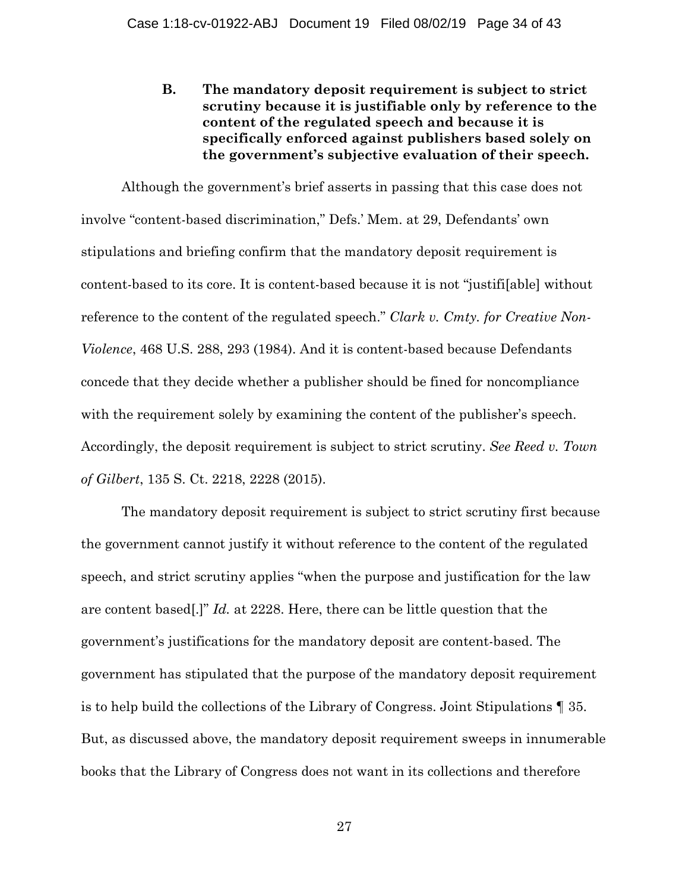### B. The mandatory deposit requirement is subject to strict scrutiny because it is justifiable only by reference to the content of the regulated speech and because it is specifically enforced against publishers based solely on the government's subjective evaluation of their speech.

Although the government's brief asserts in passing that this case does not involve "content-based discrimination," Defs.' Mem. at 29, Defendants' own stipulations and briefing confirm that the mandatory deposit requirement is content-based to its core. It is content-based because it is not "justifi[able] without reference to the content of the regulated speech." *Clark v. Cmty. for Creative Non-Violence*, 468 U.S. 288, 293 (1984). And it is content-based because Defendants concede that they decide whether a publisher should be fined for noncompliance with the requirement solely by examining the content of the publisher's speech. Accordingly, the deposit requirement is subject to strict scrutiny. *See Reed v. Town of Gilbert*, 135 S. Ct. 2218, 2228 (2015).

The mandatory deposit requirement is subject to strict scrutiny first because the government cannot justify it without reference to the content of the regulated speech, and strict scrutiny applies "when the purpose and justification for the law are content based[.]" *Id.* at 2228. Here, there can be little question that the government's justifications for the mandatory deposit are content-based. The government has stipulated that the purpose of the mandatory deposit requirement is to help build the collections of the Library of Congress. Joint Stipulations ¶ 35. But, as discussed above, the mandatory deposit requirement sweeps in innumerable books that the Library of Congress does not want in its collections and therefore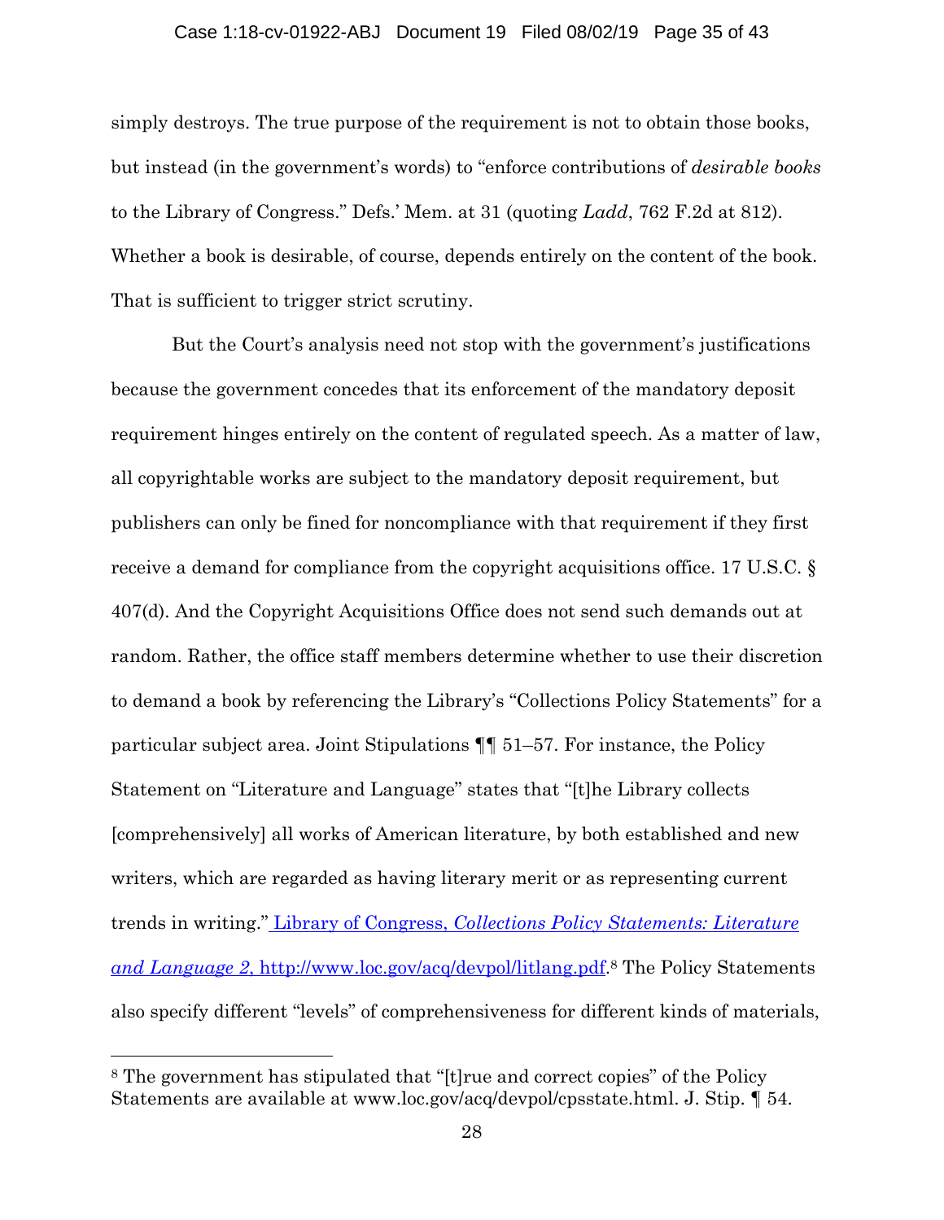simply destroys. The true purpose of the requirement is not to obtain those books, but instead (in the government's words) to "enforce contributions of *desirable books* to the Library of Congress." Defs.' Mem. at 31 (quoting *Ladd*, 762 F.2d at 812). Whether a book is desirable, of course, depends entirely on the content of the book. That is sufficient to trigger strict scrutiny.

But the Court's analysis need not stop with the government's justifications because the government concedes that its enforcement of the mandatory deposit requirement hinges entirely on the content of regulated speech. As a matter of law, all copyrightable works are subject to the mandatory deposit requirement, but publishers can only be fined for noncompliance with that requirement if they first receive a demand for compliance from the copyright acquisitions office. 17 U.S.C. § 407(d). And the Copyright Acquisitions Office does not send such demands out at random. Rather, the office staff members determine whether to use their discretion to demand a book by referencing the Library's "Collections Policy Statements" for a particular subject area. Joint Stipulations ¶¶ 51–57. For instance, the Policy Statement on "Literature and Language" states that "[t]he Library collects [comprehensively] all works of American literature, by both established and new writers, which are regarded as having literary merit or as representing current trends in writing." Library of Congress, *Collections Policy Statements: Literature and Language 2*, http://www.loc.gov/acq/devpol/litlang.pdf.[8] The Policy Statements also specify different "levels" of comprehensiveness for different kinds of materials,

[8] The government has stipulated that "[t]rue and correct copies" of the Policy Statements are available at www.loc.gov/acq/devpol/cpsstate.html. J. Stip. ¶ 54.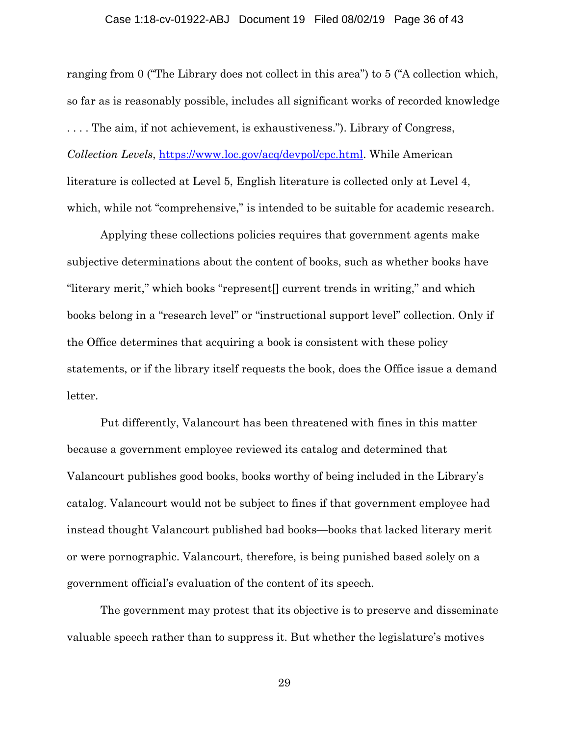ranging from 0 ("The Library does not collect in this area") to 5 ("A collection which, so far as is reasonably possible, includes all significant works of recorded knowledge . . . . The aim, if not achievement, is exhaustiveness."). Library of Congress, *Collection Levels*, https://www.loc.gov/acq/devpol/cpc.html. While American literature is collected at Level 5, English literature is collected only at Level 4, which, while not "comprehensive," is intended to be suitable for academic research.

Applying these collections policies requires that government agents make subjective determinations about the content of books, such as whether books have "literary merit," which books "represent[] current trends in writing," and which books belong in a "research level" or "instructional support level" collection. Only if the Office determines that acquiring a book is consistent with these policy statements, or if the library itself requests the book, does the Office issue a demand letter.

Put differently, Valancourt has been threatened with fines in this matter because a government employee reviewed its catalog and determined that Valancourt publishes good books, books worthy of being included in the Library's catalog. Valancourt would not be subject to fines if that government employee had instead thought Valancourt published bad books—books that lacked literary merit or were pornographic. Valancourt, therefore, is being punished based solely on a government official's evaluation of the content of its speech.

The government may protest that its objective is to preserve and disseminate valuable speech rather than to suppress it. But whether the legislature's motives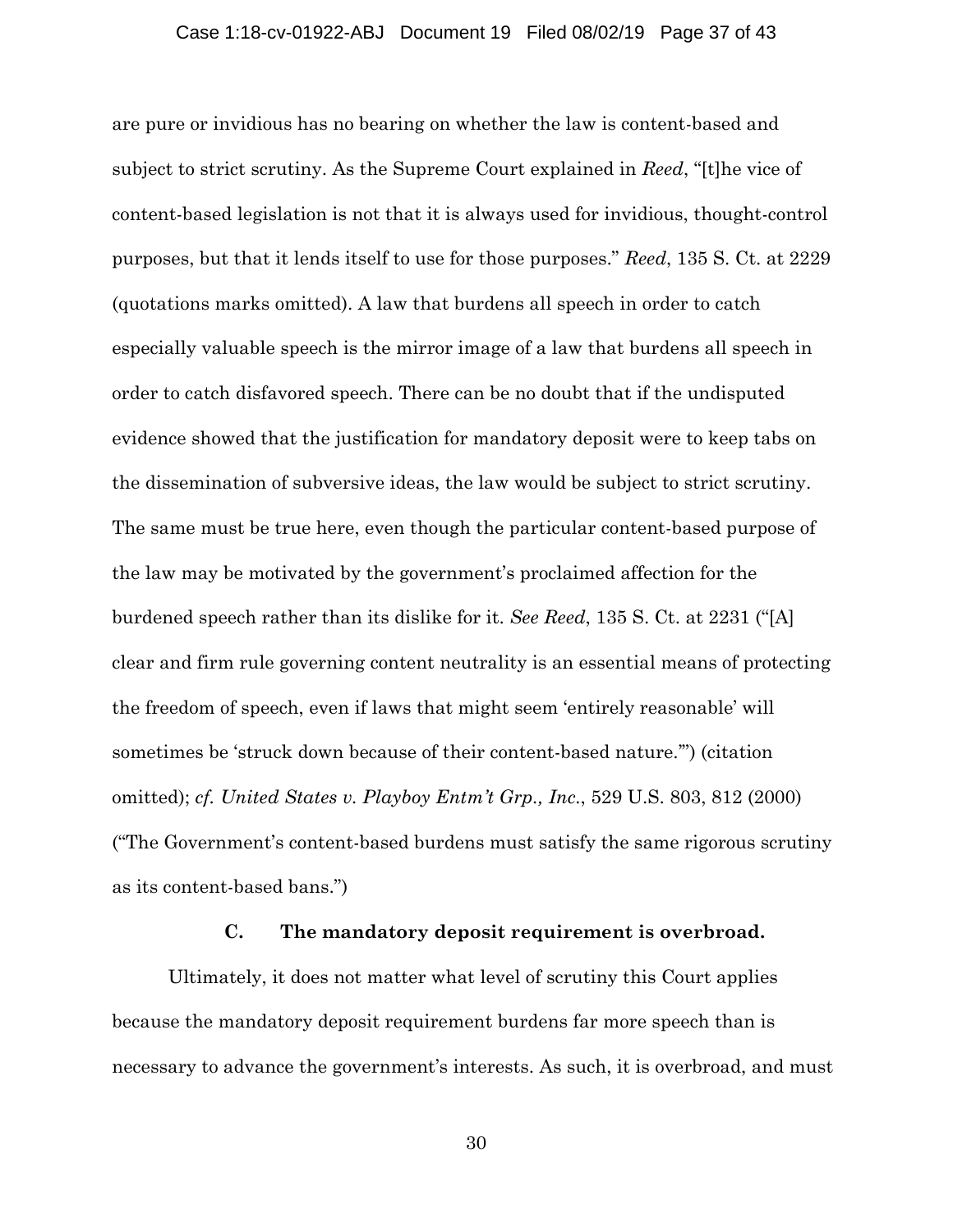are pure or invidious has no bearing on whether the law is content-based and subject to strict scrutiny. As the Supreme Court explained in *Reed*, "[t]he vice of content-based legislation is not that it is always used for invidious, thought-control purposes, but that it lends itself to use for those purposes." *Reed*, 135 S. Ct. at 2229 (quotations marks omitted). A law that burdens all speech in order to catch especially valuable speech is the mirror image of a law that burdens all speech in order to catch disfavored speech. There can be no doubt that if the undisputed evidence showed that the justification for mandatory deposit were to keep tabs on the dissemination of subversive ideas, the law would be subject to strict scrutiny. The same must be true here, even though the particular content-based purpose of the law may be motivated by the government's proclaimed affection for the burdened speech rather than its dislike for it. *See Reed*, 135 S. Ct. at 2231 ("[A] clear and firm rule governing content neutrality is an essential means of protecting the freedom of speech, even if laws that might seem 'entirely reasonable' will sometimes be 'struck down because of their content-based nature.'") (citation omitted); *cf. United States v. Playboy Entm't Grp., Inc.*, 529 U.S. 803, 812 (2000) ("The Government's content-based burdens must satisfy the same rigorous scrutiny as its content-based bans.")

### C. The mandatory deposit requirement is overbroad.

Ultimately, it does not matter what level of scrutiny this Court applies because the mandatory deposit requirement burdens far more speech than is necessary to advance the government's interests. As such, it is overbroad, and must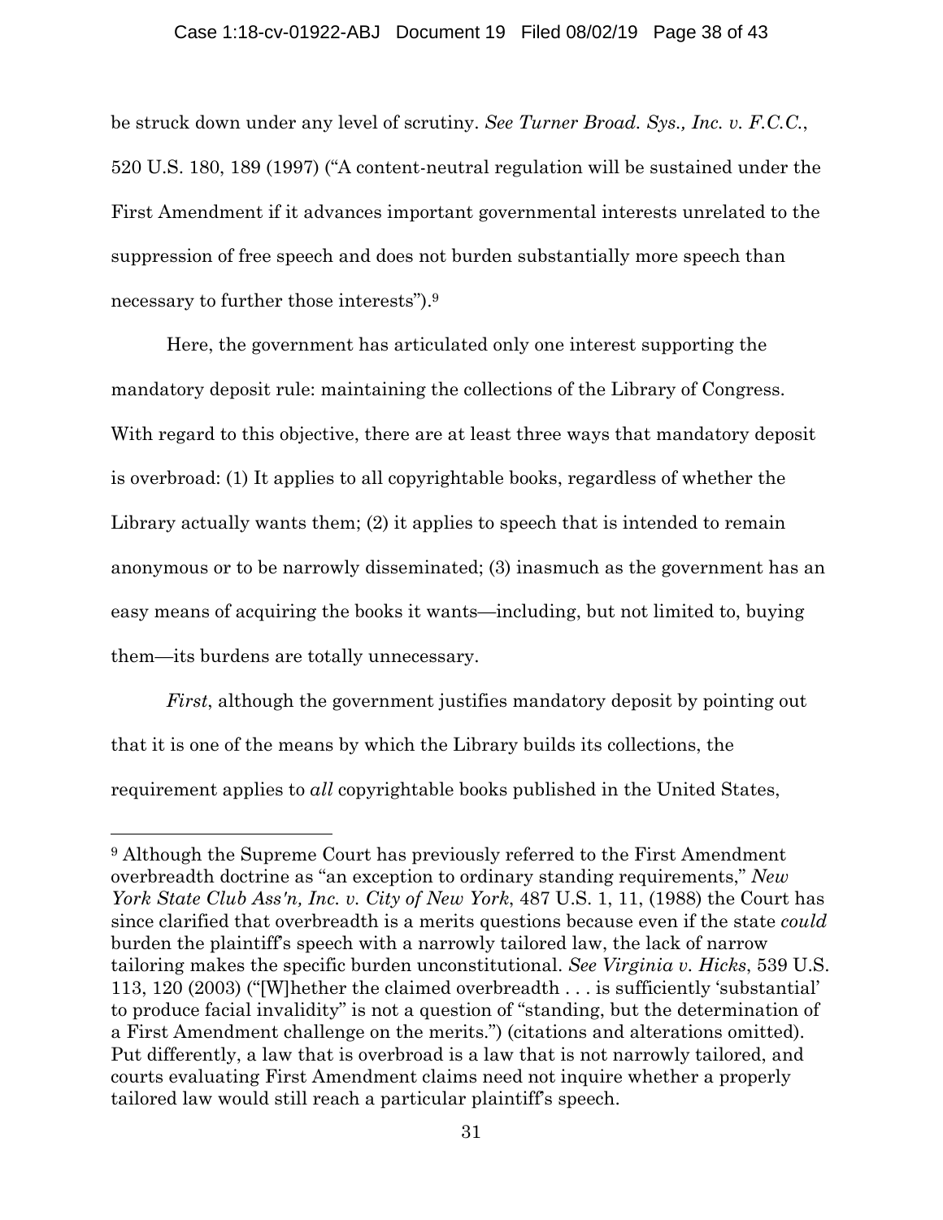be struck down under any level of scrutiny. *See Turner Broad. Sys., Inc. v. F.C.C.*, 520 U.S. 180, 189 (1997) ("A content-neutral regulation will be sustained under the First Amendment if it advances important governmental interests unrelated to the suppression of free speech and does not burden substantially more speech than necessary to further those interests").[9]

Here, the government has articulated only one interest supporting the mandatory deposit rule: maintaining the collections of the Library of Congress. With regard to this objective, there are at least three ways that mandatory deposit is overbroad: (1) It applies to all copyrightable books, regardless of whether the Library actually wants them; (2) it applies to speech that is intended to remain anonymous or to be narrowly disseminated; (3) inasmuch as the government has an easy means of acquiring the books it wants—including, but not limited to, buying them—its burdens are totally unnecessary.

*First*, although the government justifies mandatory deposit by pointing out that it is one of the means by which the Library builds its collections, the requirement applies to *all* copyrightable books published in the United States,

---

[9] Although the Supreme Court has previously referred to the First Amendment overbreadth doctrine as "an exception to ordinary standing requirements," *New York State Club Ass'n, Inc. v. City of New York*, 487 U.S. 1, 11, (1988) the Court has since clarified that overbreadth is a merits questions because even if the state *could* burden the plaintiff's speech with a narrowly tailored law, the lack of narrow tailoring makes the specific burden unconstitutional. *See Virginia v. Hicks*, 539 U.S. 113, 120 (2003) ("[W]hether the claimed overbreadth . . . is sufficiently 'substantial' to produce facial invalidity" is not a question of "standing, but the determination of a First Amendment challenge on the merits.") (citations and alterations omitted). Put differently, a law that is overbroad is a law that is not narrowly tailored, and courts evaluating First Amendment claims need not inquire whether a properly tailored law would still reach a particular plaintiff's speech.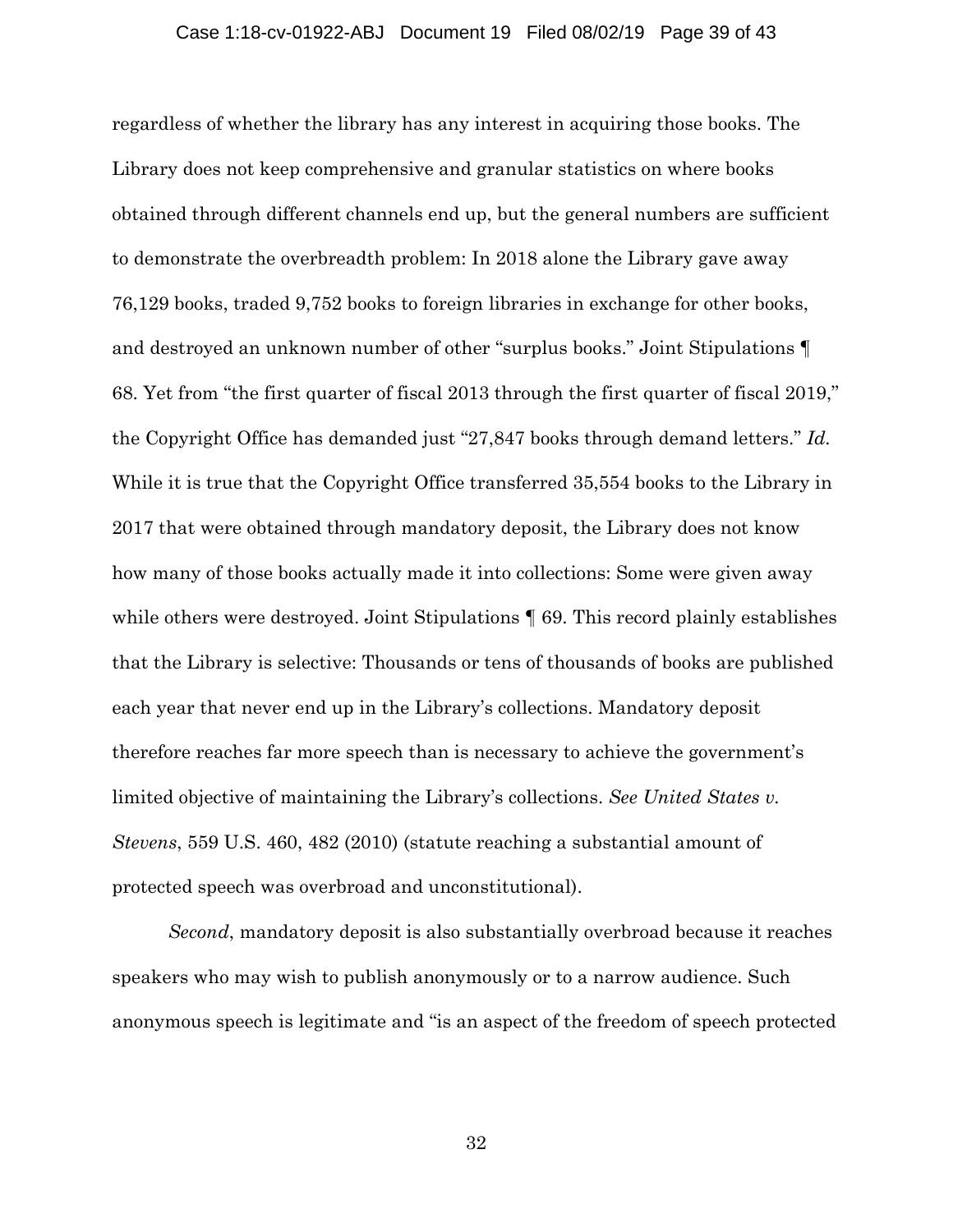regardless of whether the library has any interest in acquiring those books. The Library does not keep comprehensive and granular statistics on where books obtained through different channels end up, but the general numbers are sufficient to demonstrate the overbreadth problem: In 2018 alone the Library gave away 76,129 books, traded 9,752 books to foreign libraries in exchange for other books, and destroyed an unknown number of other "surplus books." Joint Stipulations ¶ 68. Yet from "the first quarter of fiscal 2013 through the first quarter of fiscal 2019," the Copyright Office has demanded just "27,847 books through demand letters." *Id.* While it is true that the Copyright Office transferred 35,554 books to the Library in 2017 that were obtained through mandatory deposit, the Library does not know how many of those books actually made it into collections: Some were given away while others were destroyed. Joint Stipulations ¶ 69. This record plainly establishes that the Library is selective: Thousands or tens of thousands of books are published each year that never end up in the Library's collections. Mandatory deposit therefore reaches far more speech than is necessary to achieve the government's limited objective of maintaining the Library's collections. *See United States v. Stevens*, 559 U.S. 460, 482 (2010) (statute reaching a substantial amount of protected speech was overbroad and unconstitutional).

*Second*, mandatory deposit is also substantially overbroad because it reaches speakers who may wish to publish anonymously or to a narrow audience. Such anonymous speech is legitimate and "is an aspect of the freedom of speech protected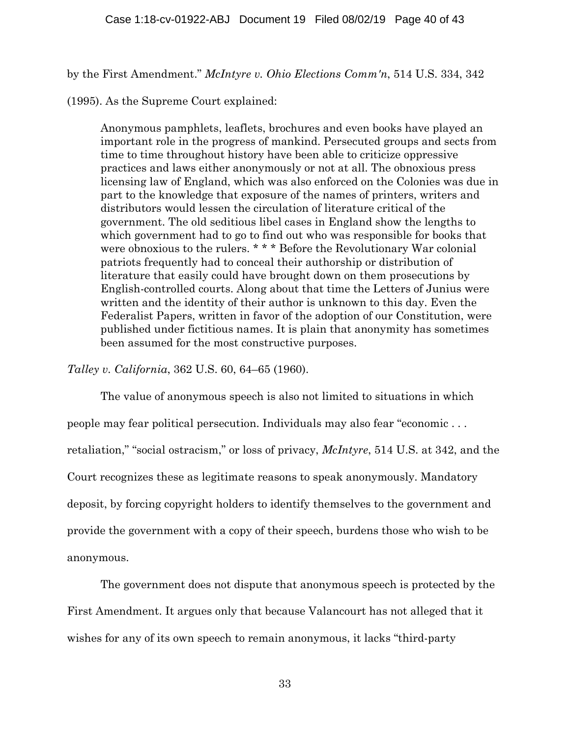by the First Amendment." *McIntyre v. Ohio Elections Comm'n*, 514 U.S. 334, 342 (1995). As the Supreme Court explained:

> Anonymous pamphlets, leaflets, brochures and even books have played an important role in the progress of mankind. Persecuted groups and sects from time to time throughout history have been able to criticize oppressive practices and laws either anonymously or not at all. The obnoxious press licensing law of England, which was also enforced on the Colonies was due in part to the knowledge that exposure of the names of printers, writers and distributors would lessen the circulation of literature critical of the government. The old seditious libel cases in England show the lengths to which government had to go to find out who was responsible for books that were obnoxious to the rulers. * * * Before the Revolutionary War colonial patriots frequently had to conceal their authorship or distribution of literature that easily could have brought down on them prosecutions by English-controlled courts. Along about that time the Letters of Junius were written and the identity of their author is unknown to this day. Even the Federalist Papers, written in favor of the adoption of our Constitution, were published under fictitious names. It is plain that anonymity has sometimes been assumed for the most constructive purposes.

*Talley v. California*, 362 U.S. 60, 64–65 (1960).

The value of anonymous speech is also not limited to situations in which people may fear political persecution. Individuals may also fear "economic . . . retaliation," "social ostracism," or loss of privacy, *McIntyre*, 514 U.S. at 342, and the Court recognizes these as legitimate reasons to speak anonymously. Mandatory deposit, by forcing copyright holders to identify themselves to the government and provide the government with a copy of their speech, burdens those who wish to be anonymous.

The government does not dispute that anonymous speech is protected by the First Amendment. It argues only that because Valancourt has not alleged that it wishes for any of its own speech to remain anonymous, it lacks "third-party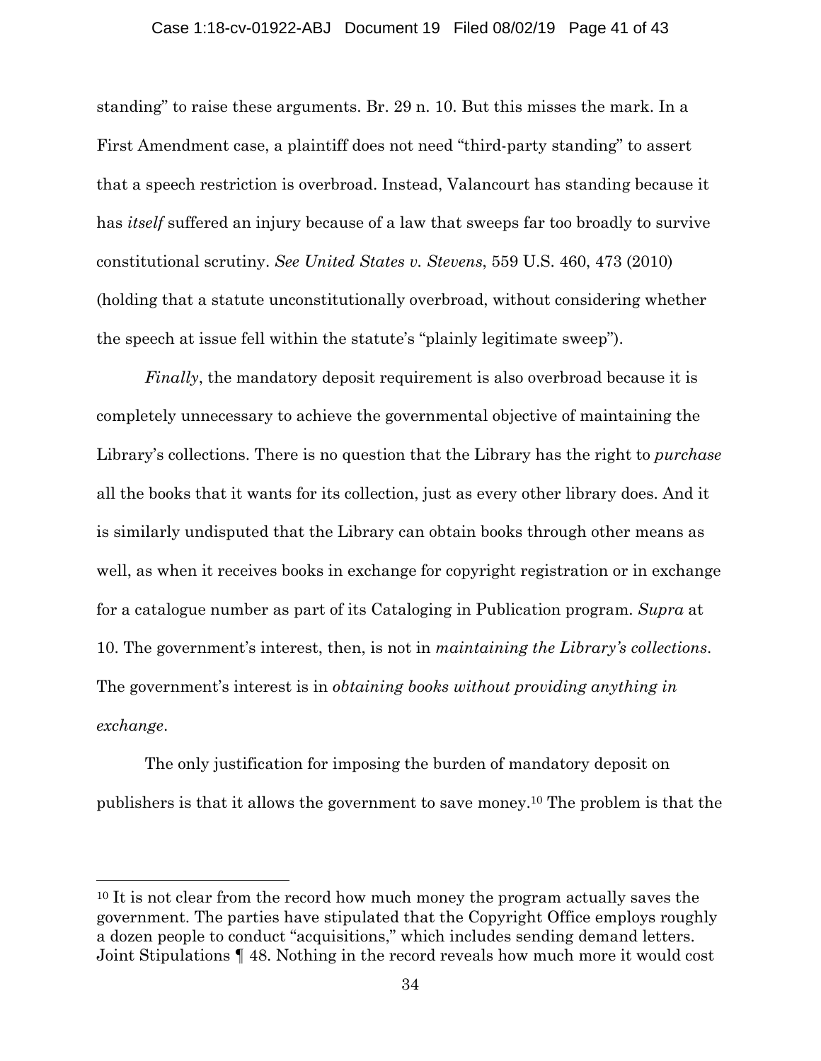standing" to raise these arguments. Br. 29 n. 10. But this misses the mark. In a First Amendment case, a plaintiff does not need "third-party standing" to assert that a speech restriction is overbroad. Instead, Valancourt has standing because it has *itself* suffered an injury because of a law that sweeps far too broadly to survive constitutional scrutiny. *See United States v. Stevens*, 559 U.S. 460, 473 (2010) (holding that a statute unconstitutionally overbroad, without considering whether the speech at issue fell within the statute's "plainly legitimate sweep").

*Finally*, the mandatory deposit requirement is also overbroad because it is completely unnecessary to achieve the governmental objective of maintaining the Library's collections. There is no question that the Library has the right to *purchase* all the books that it wants for its collection, just as every other library does. And it is similarly undisputed that the Library can obtain books through other means as well, as when it receives books in exchange for copyright registration or in exchange for a catalogue number as part of its Cataloging in Publication program. *Supra* at 10. The government's interest, then, is not in *maintaining the Library's collections*. The government's interest is in *obtaining books without providing anything in exchange*.

The only justification for imposing the burden of mandatory deposit on publishers is that it allows the government to save money.[10] The problem is that the

---

[10] It is not clear from the record how much money the program actually saves the government. The parties have stipulated that the Copyright Office employs roughly a dozen people to conduct "acquisitions," which includes sending demand letters. Joint Stipulations ¶ 48. Nothing in the record reveals how much more it would cost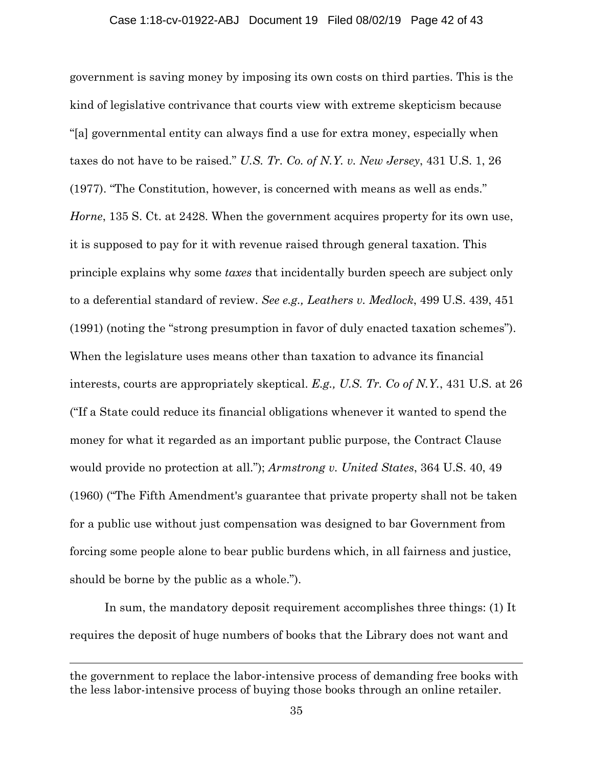government is saving money by imposing its own costs on third parties. This is the kind of legislative contrivance that courts view with extreme skepticism because "[a] governmental entity can always find a use for extra money, especially when taxes do not have to be raised." *U.S. Tr. Co. of N.Y. v. New Jersey*, 431 U.S. 1, 26 (1977). "The Constitution, however, is concerned with means as well as ends." *Horne*, 135 S. Ct. at 2428. When the government acquires property for its own use, it is supposed to pay for it with revenue raised through general taxation. This principle explains why some *taxes* that incidentally burden speech are subject only to a deferential standard of review. *See e.g., Leathers v. Medlock*, 499 U.S. 439, 451 (1991) (noting the "strong presumption in favor of duly enacted taxation schemes"). When the legislature uses means other than taxation to advance its financial interests, courts are appropriately skeptical. *E.g., U.S. Tr. Co of N.Y.*, 431 U.S. at 26 ("If a State could reduce its financial obligations whenever it wanted to spend the money for what it regarded as an important public purpose, the Contract Clause would provide no protection at all."); *Armstrong v. United States*, 364 U.S. 40, 49 (1960) ("The Fifth Amendment's guarantee that private property shall not be taken for a public use without just compensation was designed to bar Government from forcing some people alone to bear public burdens which, in all fairness and justice, should be borne by the public as a whole.").

In sum, the mandatory deposit requirement accomplishes three things: (1) It requires the deposit of huge numbers of books that the Library does not want and

---

the government to replace the labor-intensive process of demanding free books with the less labor-intensive process of buying those books through an online retailer.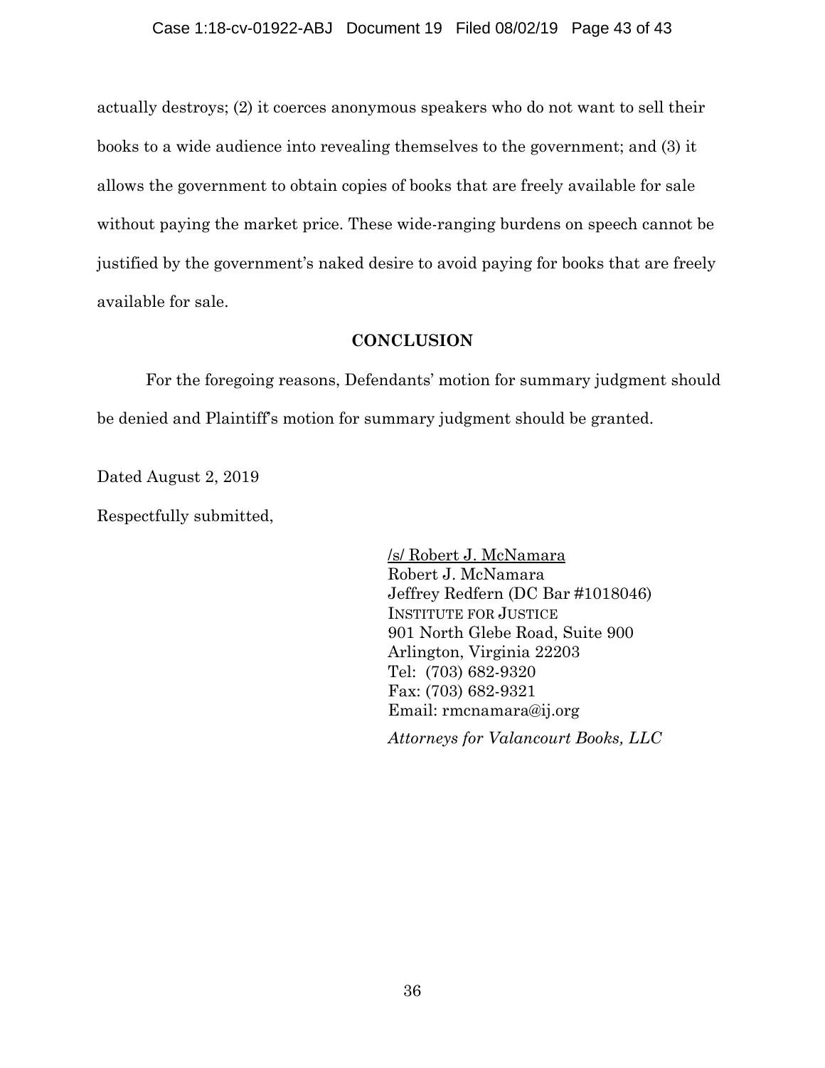actually destroys; (2) it coerces anonymous speakers who do not want to sell their books to a wide audience into revealing themselves to the government; and (3) it allows the government to obtain copies of books that are freely available for sale without paying the market price. These wide-ranging burdens on speech cannot be justified by the government's naked desire to avoid paying for books that are freely available for sale.

## CONCLUSION

For the foregoing reasons, Defendants' motion for summary judgment should be denied and Plaintiff's motion for summary judgment should be granted.

Dated August 2, 2019

Respectfully submitted,

/s/ Robert J. McNamara
Robert J. McNamara
Jeffrey Redfern (DC Bar #1018046)
INSTITUTE FOR JUSTICE
901 North Glebe Road, Suite 900
Arlington, Virginia 22203
Tel: (703) 682-9320
Fax: (703) 682-9321
Email: rmcnamara@ij.org

*Attorneys for Valancourt Books, LLC*